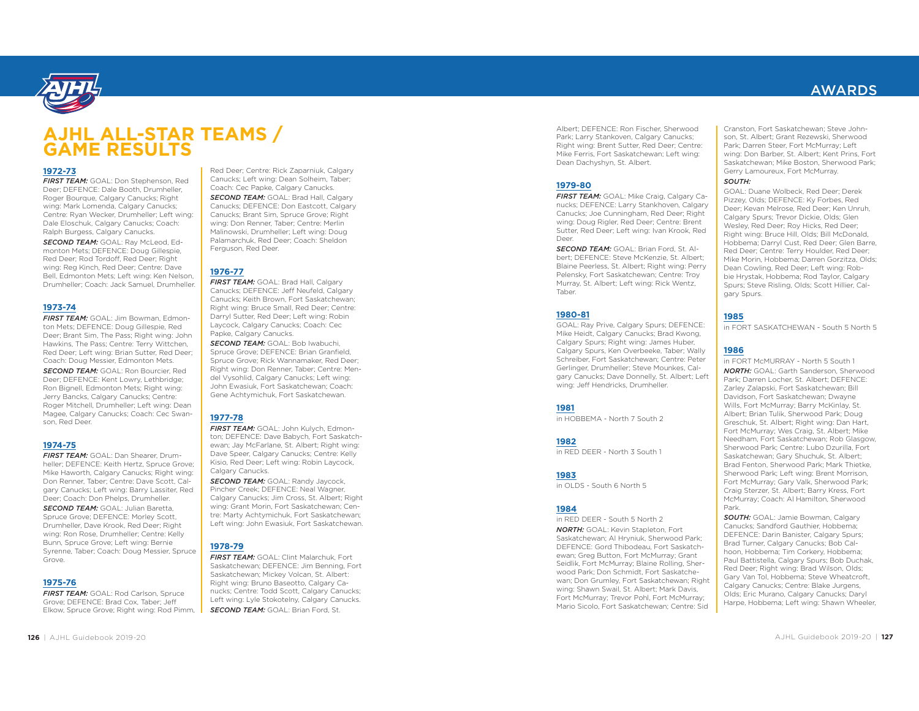# AJHL ALL-STAR TEAMS / GAME RESULTS

### 1972-73

***FIRST TEAM:*** GOAL: Don Stephenson, Red Deer; DEFENCE: Dale Booth, Drumheller, Roger Bourque, Calgary Canucks; Right wing: Mark Lomenda, Calgary Canucks; Centre: Ryan Wecker, Drumheller; Left wing: Dale Eloschuk, Calgary Canucks; Coach: Ralph Burgess, Calgary Canucks.

***SECOND TEAM:*** GOAL: Ray McLeod, Edmonton Mets; DEFENCE: Doug Gillespie, Red Deer; Rod Tordoff, Red Deer; Right wing: Reg Kinch, Red Deer; Centre: Dave Bell, Edmonton Mets; Left wing: Ken Nelson, Drumheller; Coach: Jack Samuel, Drumheller.

### 1973-74

***FIRST TEAM:*** GOAL: Jim Bowman, Edmonton Mets; DEFENCE: Doug Gillespie, Red Deer; Brant Sim, The Pass; Right wing: John Hawkins, The Pass; Centre: Terry Wittchen, Red Deer; Left wing: Brian Sutter, Red Deer; Coach: Doug Messier, Edmonton Mets.

***SECOND TEAM:*** GOAL: Ron Bourcier, Red Deer; DEFENCE: Kent Lowry, Lethbridge; Ron Bignell, Edmonton Mets; Right wing: Jerry Bancks, Calgary Canucks; Centre: Roger Mitchell, Drumheller; Left wing: Dean Magee, Calgary Canucks; Coach: Cec Swanson, Red Deer.

### 1974-75

***FIRST TEAM:*** GOAL: Dan Shearer, Drumheller; DEFENCE: Keith Hertz, Spruce Grove; Mike Haworth, Calgary Canucks; Right wing: Don Renner, Taber; Centre: Dave Scott, Calgary Canucks; Left wing: Barry Lassiter, Red Deer; Coach: Don Phelps, Drumheller.

***SECOND TEAM:*** GOAL: Julian Baretta, Spruce Grove; DEFENCE: Morley Scott, Drumheller, Dave Krook, Red Deer; Right wing: Ron Rose, Drumheller; Centre: Kelly Bunn, Spruce Grove; Left wing: Bernie Syrenne, Taber; Coach: Doug Messier, Spruce Grove.

### 1975-76

***FIRST TEAM:*** GOAL: Rod Carlson, Spruce Grove; DEFENCE: Brad Cox, Taber; Jeff Elkow, Spruce Grove; Right wing: Rod Pimm, Red Deer; Centre: Rick Zaparniuk, Calgary Canucks; Left wing: Dean Solheim, Taber; Coach: Cec Papke, Calgary Canucks.

***SECOND TEAM:*** GOAL: Brad Hall, Calgary Canucks; DEFENCE: Don Eastcott, Calgary Canucks; Brant Sim, Spruce Grove; Right wing: Don Renner, Taber; Centre: Merlin Malinowski, Drumheller; Left wing: Doug Palamarchuk, Red Deer; Coach: Sheldon Ferguson, Red Deer.

### 1976-77

***FIRST TEAM:*** GOAL: Brad Hall, Calgary Canucks; DEFENCE: Jeff Neufeld, Calgary Canucks; Keith Brown, Fort Saskatchewan; Right wing: Bruce Small, Red Deer; Centre: Darryl Sutter, Red Deer; Left wing: Robin Laycock, Calgary Canucks; Coach: Cec Papke, Calgary Canucks.

***SECOND TEAM:*** GOAL: Bob Iwabuchi, Spruce Grove; DEFENCE: Brian Granfield, Spruce Grove; Rick Wannamaker, Red Deer; Right wing: Don Renner, Taber; Centre: Mendel Vysohlid, Calgary Canucks; Left wing: John Ewasiuk, Fort Saskatchewan; Coach: Gene Achtymichuk, Fort Saskatchewan.

### 1977-78

***FIRST TEAM:*** GOAL: John Kulych, Edmonton; DEFENCE: Dave Babych, Fort Saskatchewan; Jay McFarlane, St. Albert; Right wing: Dave Speer, Calgary Canucks; Centre: Kelly Kisio, Red Deer; Left wing: Robin Laycock, Calgary Canucks.

***SECOND TEAM:*** GOAL: Randy Jaycock, Pincher Creek; DEFENCE: Neal Wagner, Calgary Canucks; Jim Cross, St. Albert; Right wing: Grant Morin, Fort Saskatchewan; Centre: Marty Achtymichuk, Fort Saskatchewan; Left wing: John Ewasiuk, Fort Saskatchewan.

### 1978-79

***FIRST TEAM:*** GOAL: Clint Malarchuk, Fort Saskatchewan; DEFENCE: Jim Benning, Fort Saskatchewan; Mickey Volcan, St. Albert: Right wing: Bruno Baseotto, Calgary Canucks; Centre: Todd Scott, Calgary Canucks; Left wing: Lyle Stokotelny, Calgary Canucks.

***SECOND TEAM:*** GOAL: Brian Ford, St. Albert; DEFENCE: Ron Fischer, Sherwood Park; Larry Stankoven, Calgary Canucks; Right wing: Brent Sutter, Red Deer; Centre: Mike Ferris, Fort Saskatchewan; Left wing: Dean Dachyshyn, St. Albert.

### 1979-80

***FIRST TEAM:*** GOAL: Mike Craig, Calgary Canucks; DEFENCE: Larry Stankhoven, Calgary Canucks; Joe Cunningham, Red Deer; Right wing: Doug Rigler, Red Deer; Centre: Brent Sutter, Red Deer; Left wing: Ivan Krook, Red Deer.

***SECOND TEAM:*** GOAL: Brian Ford, St. Albert; DEFENCE: Steve McKenzie, St. Albert; Blaine Peerless, St. Albert; Right wing: Perry Pelensky, Fort Saskatchewan; Centre: Troy Murray, St. Albert; Left wing: Rick Wentz, Taber.

### 1980-81

GOAL: Ray Prive, Calgary Spurs; DEFENCE: Mike Heidt, Calgary Canucks; Brad Kwong, Calgary Spurs; Right wing: James Huber, Calgary Spurs, Ken Overbeeke, Taber; Wally Schreiber, Fort Saskatchewan; Centre: Peter Gerlinger, Drumheller; Steve Mounkes, Calgary Canucks; Dave Donnelly, St. Albert; Left wing: Jeff Hendricks, Drumheller.

### 1981

in HOBBEMA - North 7 South 2

### 1982

in RED DEER - North 3 South 1

### 1983

in OLDS - South 6 North 5

### 1984

in RED DEER - South 5 North 2

***NORTH:*** GOAL: Kevin Stapleton, Fort Saskatchewan; Al Hryniuk, Sherwood Park; DEFENCE: Gord Thibodeau, Fort Saskatchewan; Greg Button, Fort McMurray; Grant Seidlik, Fort McMurray; Blaine Rolling, Sherwood Park; Don Schmidt, Fort Saskatchewan; Don Grumley, Fort Saskatchewan; Right wing: Shawn Swail, St. Albert; Mark Davis, Fort McMurray; Trevor Pohl, Fort McMurray; Mario Sicolo, Fort Saskatchewan; Centre: Sid Cranston, Fort Saskatchewan; Steve Johnson, St. Albert; Grant Rezewski, Sherwood Park; Darren Steer, Fort McMurray; Left wing: Don Barber, St. Albert; Kent Prins, Fort Saskatchewan; Mike Boston, Sherwood Park; Gerry Lamoureux, Fort McMurray.

***SOUTH:***

GOAL: Duane Wolbeck, Red Deer; Derek Pizzey, Olds; DEFENCE: Ky Forbes, Red Deer; Kevan Melrose, Red Deer; Ken Unruh, Calgary Spurs; Trevor Dickie, Olds; Glen Wesley, Red Deer; Roy Hicks, Red Deer; Right wing: Bruce Hill, Olds; Bill McDonald, Hobbema; Darryl Cust, Red Deer; Glen Barre, Red Deer; Centre: Terry Houlder, Red Deer; Mike Morin, Hobbema; Darren Gorzitza, Olds; Dean Cowling, Red Deer; Left wing: Robbie Hrystak, Hobbema; Rod Taylor, Calgary Spurs; Steve Risling, Olds; Scott Hillier, Calgary Spurs.

### 1985

in FORT SASKATCHEWAN - South 5 North 5

### 1986

in FORT McMURRAY - North 5 South 1

***NORTH:*** GOAL: Garth Sanderson, Sherwood Park; Darren Locher, St. Albert; DEFENCE: Zarley Zalapski, Fort Saskatchewan; Bill Davidson, Fort Saskatchewan; Dwayne Wills, Fort McMurray; Barry McKinlay, St. Albert; Brian Tulik, Sherwood Park; Doug Greschuk, St. Albert; Right wing: Dan Hart, Fort McMurray; Wes Craig, St. Albert; Mike Needham, Fort Saskatchewan; Rob Glasgow, Sherwood Park; Centre: Lubo Dzurilla, Fort Saskatchewan; Gary Shuchuk, St. Albert; Brad Fenton, Sherwood Park; Mark Thietke, Sherwood Park; Left wing: Brent Morrison, Fort McMurray; Gary Valk, Sherwood Park; Craig Sterzer, St. Albert; Barry Kress, Fort McMurray; Coach: Al Hamilton, Sherwood Park.

***SOUTH:*** GOAL: Jamie Bowman, Calgary Canucks; Sandford Gauthier, Hobbema; DEFENCE: Darin Banister, Calgary Spurs; Brad Turner, Calgary Canucks; Bob Calhoon, Hobbema; Tim Corkery, Hobbema; Paul Battistella, Calgary Spurs; Bob Duchak, Red Deer; Right wing: Brad Wilson, Olds; Gary Van Tol, Hobbema; Steve Wheatcroft, Calgary Canucks; Centre: Blake Jurgens, Olds; Eric Murano, Calgary Canucks; Daryl Harpe, Hobbema; Left wing: Shawn Wheeler,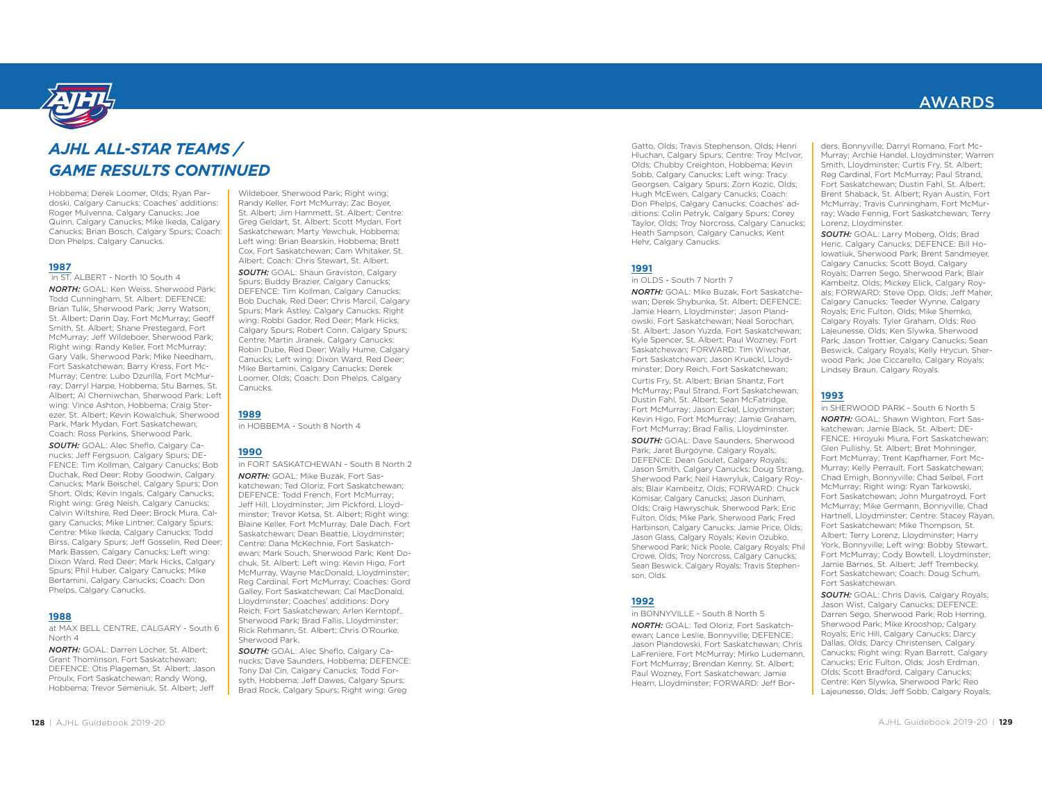# AJHL ALL-STAR TEAMS / GAME RESULTS CONTINUED

Hobbema; Derek Loomer, Olds; Ryan Pardoski, Calgary Canucks; Coaches' additions: Roger Mulvenna, Calgary Canucks; Joe Quinn, Calgary Canucks; Mike Ikeda, Calgary Canucks; Brian Bosch, Calgary Spurs; Coach: Don Phelps, Calgary Canucks.

## 1987

in ST. ALBERT - North 10 South 4

***NORTH:*** GOAL: Ken Weiss, Sherwood Park; Todd Cunningham, St. Albert: DEFENCE: Brian Tulik, Sherwood Park; Jerry Watson, St. Albert; Darin Day, Fort McMurray; Geoff Smith, St. Albert; Shane Prestegard, Fort McMurray; Jeff Wildeboer, Sherwood Park; Right wing: Randy Keller, Fort McMurray; Gary Valk, Sherwood Park; Mike Needham, Fort Saskatchewan; Barry Kress, Fort McMurray; Centre: Lubo Dzurilla, Fort McMurray; Darryl Harpe, Hobbema; Stu Barnes, St. Albert; Al Cherniwchan, Sherwood Park; Left wing: Vince Ashton, Hobbema; Craig Sterezer, St. Albert; Kevin Kowalchuk, Sherwood Park, Mark Mydan, Fort Saskatchewan; Coach: Ross Perkins, Sherwood Park.

***SOUTH:*** GOAL: Alec Sheflo, Calgary Canucks; Jeff Fergsuon, Calgary Spurs; DEFENCE: Tim Kollman, Calgary Canucks; Bob Duchak, Red Deer; Roby Goodwin, Calgary Canucks; Mark Beischel, Calgary Spurs; Don Short, Olds; Kevin Ingals, Calgary Canucks; Right wing: Greg Neish, Calgary Canucks; Calvin Wiltshire, Red Deer; Brock Mura, Calgary Canucks; Mike Lintner, Calgary Spurs; Centre: Mike Ikeda, Calgary Canucks; Todd Birss, Calgary Spurs; Jeff Gosselin, Red Deer; Mark Bassen, Calgary Canucks; Left wing: Dixon Ward, Red Deer; Mark Hicks, Calgary Spurs; Phil Huber, Calgary Canucks; Mike Bertamini, Calgary Canucks; Coach: Don Phelps, Calgary Canucks.

## 1988

at MAX BELL CENTRE, CALGARY - South 6 North 4

***NORTH:*** GOAL: Darren Locher, St. Albert; Grant Thomlinson, Fort Saskatchewan; DEFENCE: Otis Plageman, St. Albert; Jason Proulx, Fort Saskatchewan; Randy Wong, Hobbema; Trevor Semeniuk, St. Albert; Jeff Wildeboer, Sherwood Park; Right wing: Randy Keller, Fort McMurray; Zac Boyer, St. Albert; Jim Hammett, St. Albert; Centre: Greg Geldart, St. Albert; Scott Mydan, Fort Saskatchewan; Marty Yewchuk, Hobbema; Left wing: Brian Bearskin, Hobbema; Brett Cox, Fort Saskatchewan; Cam Whitaker, St. Albert; Coach: Chris Stewart, St. Albert.

***SOUTH:*** GOAL: Shaun Graviston, Calgary Spurs; Buddy Brazier, Calgary Canucks; DEFENCE: Tim Kollman, Calgary Canucks; Bob Duchak, Red Deer; Chris Marcil, Calgary Spurs; Mark Astley, Calgary Canucks; Right wing: Robbi Gador, Red Deer; Mark Hicks, Calgary Spurs; Robert Conn, Calgary Spurs; Centre: Martin Jiranek, Calgary Canucks; Robin Dube, Red Deer; Wally Hume, Calgary Canucks; Left wing: Dixon Ward, Red Deer; Mike Bertamini, Calgary Canucks; Derek Loomer, Olds; Coach: Don Phelps, Calgary Canucks.

## 1989

in HOBBEMA - South 8 North 4

## 1990

in FORT SASKATCHEWAN - South 8 North 2

***NORTH:*** GOAL: Mike Buzak, Fort Saskatchewan; Ted Oloriz, Fort Saskatchewan; DEFENCE: Todd French, Fort McMurray; Jeff Hill, Lloydminster; Jim Pickford, Lloydminster; Trevor Ketsa, St. Albert; Right wing: Blaine Keller, Fort McMurray, Dale Dach, Fort Saskatchewan; Dean Beattie, Lloydminster; Centre: Dana McKechnie, Fort Saskatchewan; Mark Souch, Sherwood Park; Kent Dochuk, St. Albert; Left wing: Kevin Higo, Fort McMurray, Wayne MacDonald, Lloydminster; Reg Cardinal, Fort McMurray; Coaches: Gord Galley, Fort Saskatchewan; Cal MacDonald, Lloydminster; Coaches' additions: Dory Reich, Fort Saskatchewan; Arlen Kerntopf,. Sherwood Park; Brad Fallis, Lloydminster; Rick Rehmann, St. Albert; Chris O'Rourke, Sherwood Park.

***SOUTH:*** GOAL: Alec Sheflo, Calgary Canucks; Dave Saunders, Hobbema; DEFENCE: Tony Dal Cin, Calgary Canucks; Todd Forsyth, Hobbema; Jeff Dawes, Calgary Spurs; Brad Rock, Calgary Spurs; Right wing: Greg Gatto, Olds; Travis Stephenson, Olds; Henri Hluchan, Calgary Spurs; Centre: Troy McIvor, Olds; Chubby Creighton, Hobbema; Kevin Sobb, Calgary Canucks; Left wing: Tracy Georgsen, Calgary Spurs; Zorn Kozic, Olds; Hugh McEwen, Calgary Canucks; Coach: Don Phelps, Calgary Canucks; Coaches' additions: Colin Petryk, Calgary Spurs; Corey Taylor, Olds; Troy Norcross, Calgary Canucks; Heath Sampson, Calgary Canucks; Kent Hehr, Calgary Canucks.

## 1991

in OLDS - South 7 North 7

***NORTH:*** GOAL: Mike Buzak, Fort Saskatchewan; Derek Shybunka, St. Albert; DEFENCE: Jamie Hearn, Lloydminster; Jason Plandowski, Fort Saskatchewan; Neal Sorochan, St. Albert; Jason Yuzda, Fort Saskatchewan; Kyle Spencer, St. Albert; Paul Wozney, Fort Saskatchewan; FORWARD: Tim Wiwchar, Fort Saskatchewan; Jason Krueckl, Lloydminster; Dory Reich, Fort Saskatchewan; Curtis Fry, St. Albert; Brian Shantz, Fort McMurray; Paul Strand, Fort Saskatchewan; Dustin Fahl, St. Albert; Sean McFatridge, Fort McMurray; Jason Eckel, Lloydminster; Kevin Higo, Fort McMurray; Jamie Graham, Fort McMurray; Brad Fallis, Lloydminster.

***SOUTH:*** GOAL: Dave Saunders, Sherwood Park; Jaret Burgoyne, Calgary Royals; DEFENCE: Dean Goulet, Calgary Royals; Jason Smith, Calgary Canucks; Doug Strang, Sherwood Park; Neil Hawryluk, Calgary Royals; Blair Kambeitz, Olds; FORWARD: Chuck Komisar, Calgary Canucks; Jason Dunham, Olds; Craig Hawryschuk, Sherwood Park; Eric Fulton, Olds; Mike Park, Sherwood Park; Fred Harbinson, Calgary Canucks; Jamie Price, Olds; Jason Glass, Calgary Royals; Kevin Ozubko, Sherwood Park; Nick Poole, Calgary Royals; Phil Crowe, Olds; Troy Norcross, Calgary Canucks; Sean Beswick, Calgary Royals; Travis Stephenson, Olds.

## 1992

in BONNYVILLE - South 8 North 5

***NORTH:*** GOAL: Ted Oloriz, Fort Saskatchewan; Lance Leslie, Bonnyville; DEFENCE: Jason Plandowski, Fort Saskatchewan; Chris LaFreniere, Fort McMurray; Mirko Ludemann, Fort McMurray; Brendan Kenny, St. Albert; Paul Wozney, Fort Saskatchewan; Jamie Hearn, Lloydminster; FORWARD: Jeff Borders, Bonnyville; Darryl Romano, Fort McMurray; Archie Handel, Lloydminster; Warren Smith, Lloydminster; Curtis Fry, St. Albert; Reg Cardinal, Fort McMurray; Paul Strand, Fort Saskatchewan; Dustin Fahl, St. Albert; Brent Shaback, St. Albert; Ryan Austin, Fort McMurray; Travis Cunningham, Fort McMurray; Wade Fennig, Fort Saskatchewan; Terry Lorenz, Lloydminster.

***SOUTH:*** GOAL: Larry Moberg, Olds; Brad Heric, Calgary Canucks; DEFENCE: Bill Holowatiuk, Sherwood Park; Brent Sandmeyer, Calgary Canucks; Scott Boyd, Calgary Royals; Darren Sego, Sherwood Park; Blair Kambeitz, Olds; Mickey Elick, Calgary Royals; FORWARD: Steve Opp, Olds; Jeff Maher, Calgary Canucks; Teeder Wynne, Calgary Royals; Eric Fulton, Olds; Mike Shemko, Calgary Royals; Tyler Graham, Olds; Reo Lajeunesse, Olds; Ken Slywka, Sherwood Park; Jason Trottier, Calgary Canucks; Sean Beswick, Calgary Royals; Kelly Hrycun, Sherwood Park; Joe Ciccarello, Calgary Royals; Lindsey Braun, Calgary Royals.

## 1993

in SHERWOOD PARK - South 6 North 5

***NORTH:*** GOAL: Shawn Wighton, Fort Saskatchewan; Jamie Black, St. Albert; DEFENCE: Hiroyuki Miura, Fort Saskatchewan; Glen Pullishy, St. Albert; Bret Mohninger, Fort McMurray; Trent Kapfhamer, Fort McMurray; Kelly Perrault, Fort Saskatchewan; Chad Emigh, Bonnyville; Chad Seibel, Fort McMurray; Right wing: Ryan Tarkowski, Fort Saskatchewan; John Murgatroyd, Fort McMurray; Mike Germann, Bonnyville; Chad Hartnell, Lloydminster; Centre: Stacey Rayan, Fort Saskatchewan; Mike Thompson, St. Albert; Terry Lorenz, Lloydminster; Harry York, Bonnyville; Left wing: Bobby Stewart, Fort McMurray; Cody Bowtell, Lloydminster; Jamie Barnes, St. Albert; Jeff Trembecky, Fort Saskatchewan; Coach: Doug Schum, Fort Saskatchewan.

***SOUTH:*** GOAL: Chris Davis, Calgary Royals; Jason Wist, Calgary Canucks; DEFENCE: Darren Sego, Sherwood Park; Rob Herring, Sherwood Park; Mike Krooshop, Calgary Royals; Eric Hill, Calgary Canucks; Darcy Dallas, Olds; Darcy Christensen, Calgary Canucks; Right wing: Ryan Barrett, Calgary Canucks; Eric Fulton, Olds; Josh Erdman, Olds; Scott Bradford, Calgary Canucks; Centre: Ken Slywka, Sherwood Park; Reo Lajeunesse, Olds; Jeff Sobb, Calgary Royals;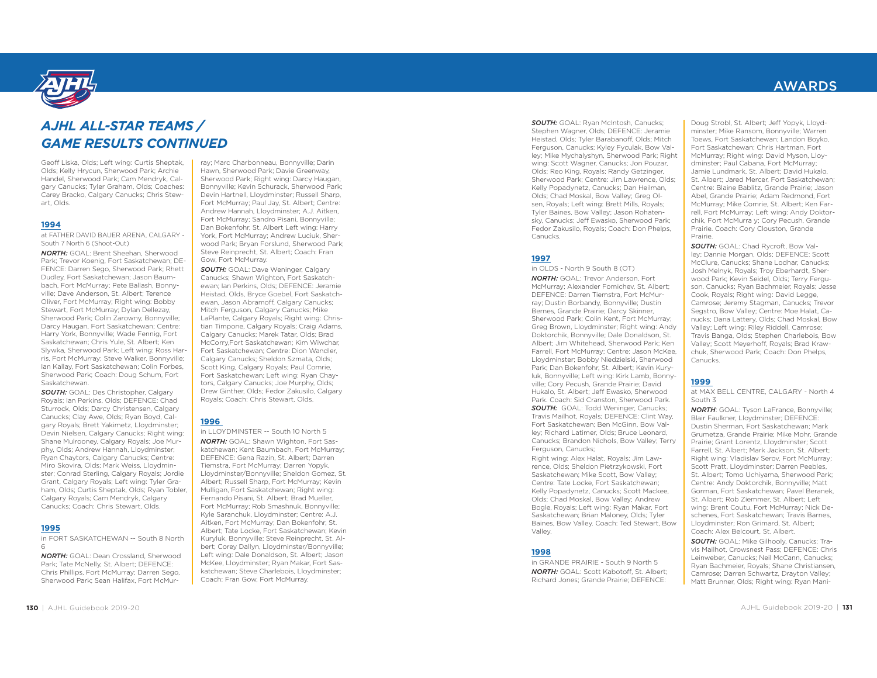## AJHL ALL-STAR TEAMS / GAME RESULTS CONTINUED

Geoff Liska, Olds; Left wing: Curtis Sheptak, Olds; Kelly Hrycun, Sherwood Park; Archie Handel, Sherwood Park; Cam Mendryk, Calgary Canucks; Tyler Graham, Olds; Coaches: Carey Bracko, Calgary Canucks; Chris Stewart, Olds.

### 1994

at FATHER DAVID BAUER ARENA, CALGARY - South 7 North 6 (Shoot-Out)

***NORTH:*** GOAL: Brent Sheehan, Sherwood Park; Trevor Koenig, Fort Saskatchewan; DEFENCE: Darren Sego, Sherwood Park; Rhett Dudley, Fort Saskatchewan; Jason Baumbach, Fort McMurray; Pete Ballash, Bonnyville; Dave Anderson, St. Albert; Terence Oliver, Fort McMurray; Right wing: Bobby Stewart, Fort McMurray; Dylan Dellezay, Sherwood Park; Colin Zarowny, Bonnyville; Darcy Haugan, Fort Saskatchewan; Centre: Harry York, Bonnyville; Wade Fennig, Fort Saskatchewan; Chris Yule, St. Albert; Ken Slywka, Sherwood Park; Left wing: Ross Harris, Fort McMurray; Steve Walker, Bonnyville; Ian Kallay, Fort Saskatchewan; Colin Forbes, Sherwood Park; Coach: Doug Schum, Fort Saskatchewan.

***SOUTH:*** GOAL: Des Christopher, Calgary Royals; Ian Perkins, Olds; DEFENCE: Chad Sturrock, Olds; Darcy Christensen, Calgary Canucks; Clay Awe, Olds; Ryan Boyd, Calgary Royals; Brett Yakimetz, Lloydminster; Devin Nielsen, Calgary Canucks; Right wing: Shane Mulrooney, Calgary Royals; Joe Murphy, Olds; Andrew Hannah, Lloydminster; Ryan Chaytors, Calgary Canucks; Centre: Miro Skovira, Olds; Mark Weiss, Lloydminster; Conrad Sterling, Calgary Royals; Jordie Grant, Calgary Royals; Left wing: Tyler Graham, Olds; Curtis Sheptak, Olds; Ryan Tobler, Calgary Royals; Cam Mendryk, Calgary Canucks; Coach: Chris Stewart, Olds.

### 1995

in FORT SASKATCHEWAN -- South 8 North 6

***NORTH:*** GOAL: Dean Crossland, Sherwood Park; Tate McNelly, St. Albert; DEFENCE: Chris Phillips, Fort McMurray; Darren Sego, Sherwood Park; Sean Halifax, Fort McMurray; Marc Charbonneau, Bonnyville; Darin Hawn, Sherwood Park; Davie Greenway, Sherwood Park; Right wing: Darcy Haugan, Bonnyville; Kevin Schurack, Sherwood Park; Devin Hartnell, Lloydminster; Russell Sharp, Fort McMurray; Paul Jay, St. Albert; Centre: Andrew Hannah, Lloydminster; A.J. Aitken, Fort McMurray; Sandro Pisani, Bonnyville; Dan Bokenfohr, St. Albert Left wing: Harry York, Fort McMurray; Andrew Luciuk, Sherwood Park; Bryan Forslund, Sherwood Park; Steve Reinprecht, St. Albert; Coach: Fran Gow, Fort McMurray.

***SOUTH:*** GOAL: Dave Weninger, Calgary Canucks; Shawn Wighton, Fort Saskatchewan; Ian Perkins, Olds; DEFENCE: Jeramie Heistad, Olds, Bryce Goebel, Fort Saskatchewan, Jason Abramoff, Calgary Canucks; Mitch Ferguson, Calgary Canucks; Mike LaPlante, Calgary Royals; Right wing: Christian Timpone, Calgary Royals; Craig Adams, Calgary Canucks; Marek Tatar, Olds; Brad McCorry,Fort Saskatchewan; Kim Wiwchar, Fort Saskatchewan; Centre: Dion Wandler, Calgary Canucks; Sheldon Szmata, Olds; Scott King, Calgary Royals; Paul Comrie, Fort Saskatchewan; Left wing: Ryan Chaytors, Calgary Canucks; Joe Murphy, Olds; Drew Ginther, Olds; Fedor Zakusilo, Calgary Royals; Coach: Chris Stewart, Olds.

### 1996

in LLOYDMINSTER -- South 10 North 5

***NORTH:*** GOAL: Shawn Wighton, Fort Saskatchewan; Kent Baumbach, Fort McMurray; DEFENCE: Gena Razin, St. Albert; Darren Tiemstra, Fort McMurray; Darren Yopyk, Lloydminster/Bonnyville; Sheldon Gomez, St. Albert; Russell Sharp, Fort McMurray; Kevin Mulligan, Fort Saskatchewan; Right wing: Fernando Pisani, St. Albert; Brad Mueller, Fort McMurray; Rob Smashnuk, Bonnyville; Kyle Saranchuk, Lloydminster; Centre: A.J. Aitken, Fort McMurray; Dan Bokenfohr, St. Albert; Tate Locke, Fort Saskatchewan; Kevin Kuryluk, Bonnyville; Steve Reinprecht, St. Albert; Corey Dallyn, Lloydminster/Bonnyville; Left wing: Dale Donaldson, St. Albert; Jason McKee, Lloydminster; Ryan Makar, Fort Saskatchewan; Steve Charlebois, Lloydminster; Coach: Fran Gow, Fort McMurray.

***SOUTH:*** GOAL: Ryan McIntosh, Canucks; Stephen Wagner, Olds; DEFENCE: Jeramie Heistad, Olds; Tyler Barabanoff, Olds; Mitch Ferguson, Canucks; Kyley Fyculak, Bow Valley; Mike Mychalyshyn, Sherwood Park; Right wing: Scott Wagner, Canucks; Jon Pouzar, Olds; Reo King, Royals; Randy Getzinger, Sherwood Park; Centre: Jim Lawrence, Olds; Kelly Popadynetz, Canucks; Dan Heilman, Olds; Chad Moskal, Bow Valley; Greg Olsen, Royals; Left wing: Brett Mills, Royals; Tyler Baines, Bow Valley; Jason Rohatensky, Canucks; Jeff Ewasko, Sherwood Park; Fedor Zakusilo, Royals; Coach: Don Phelps, Canucks.

### 1997

in OLDS - North 9 South 8 (OT)

***NORTH:*** GOAL: Trevor Anderson, Fort McMurray; Alexander Fomichev, St. Albert; DEFENCE: Darren Tiemstra, Fort McMurray; Dustin Borbandy, Bonnyville; Dustin Bernes, Grande Prairie; Darcy Skinner, Sherwood Park; Colin Kent, Fort McMurray; Greg Brown, Lloydminster; Right wing: Andy Doktorchik, Bonnyville; Dale Donaldson, St. Albert; Jim Whitehead, Sherwood Park; Ken Farrell, Fort McMurray; Centre: Jason McKee, Lloydminster; Bobby Niedzielski, Sherwood Park; Dan Bokenfohr, St. Albert; Kevin Kuryluk, Bonnyville; Left wing: Kirk Lamb, Bonnyville; Cory Pecush, Grande Prairie; David Hukalo, St. Albert; Jeff Ewasko, Sherwood Park. Coach: Sid Cranston, Sherwood Park.

***SOUTH:*** GOAL: Todd Weninger, Canucks; Travis Mailhot, Royals; DEFENCE: Clint Way, Fort Saskatchewan; Ben McGinn, Bow Valley; Richard Latimer, Olds; Bruce Leonard, Canucks; Brandon Nichols, Bow Valley; Terry Ferguson, Canucks;

Right wing: Alex Halat, Royals; Jim Lawrence, Olds; Sheldon Pietrzykowski, Fort Saskatchewan; Mike Scott, Bow Valley; Centre: Tate Locke, Fort Saskatchewan; Kelly Popadynetz, Canucks; Scott Mackee, Olds; Chad Moskal, Bow Valley; Andrew Bogle, Royals; Left wing: Ryan Makar, Fort Saskatchewan; Brian Maloney, Olds; Tyler Baines, Bow Valley. Coach: Ted Stewart, Bow Valley.

### 1998

in GRANDE PRAIRIE - South 9 North 5

***NORTH:*** GOAL: Scott Kabotoff, St. Albert; Richard Jones; Grande Prairie; DEFENCE: Doug Strobl, St. Albert; Jeff Yopyk, Lloydminster; Mike Ransom, Bonnyville; Warren Toews, Fort Saskatchewan; Landon Boyko, Fort Saskatchewan; Chris Hartman, Fort McMurray; Right wing: David Myson, Lloydminster; Paul Cabana, Fort McMurray; Jamie Lundmark, St. Albert; David Hukalo, St. Albert; Jared Mercer, Fort Saskatchewan; Centre: Blaine Bablitz, Grande Prairie; Jason Abel, Grande Prairie; Adam Redmond, Fort McMurray; Mike Comrie, St. Albert; Ken Farrell, Fort McMurray; Left wing: Andy Doktorchik, Fort McMurra y; Cory Pecush, Grande Prairie. Coach: Cory Clouston, Grande Prairie.

***SOUTH:*** GOAL: Chad Rycroft, Bow Valley; Dannie Morgan, Olds; DEFENCE: Scott McClure, Canucks; Shane Lodhar, Canucks; Josh Melnyk, Royals; Troy Eberhardt, Sherwood Park; Kevin Seidel, Olds; Terry Ferguson, Canucks; Ryan Bachmeier, Royals; Jesse Cook, Royals; Right wing: David Legge, Camrose; Jeremy Stagman, Canucks; Trevor Segstro, Bow Valley; Centre: Moe Halat, Canucks; Dana Lattery, Olds; Chad Moskal, Bow Valley; Left wing: Riley Riddell, Camrose; Travis Banga, Olds; Stephen Charlebois, Bow Valley; Scott Meyerhoff, Royals; Brad Krawchuk, Sherwood Park; Coach: Don Phelps, Canucks.

### 1999

at MAX BELL CENTRE, CALGARY - North 4 South 3

***NORTH***: GOAL: Tyson LaFrance, Bonnyville; Blair Faulkner, Lloydminster; DEFENCE: Dustin Sherman, Fort Saskatchewan; Mark Grumetza, Grande Prairie; Mike Mohr, Grande Prairie; Grant Lorentz, Lloydminster; Scott Farrell, St. Albert; Mark Jackson, St. Albert; Right wing: Vladislav Serov, Fort McMurray; Scott Pratt, Lloydminster; Darren Peebles, St. Albert; Tomo Uchiyama, Sherwood Park; Centre: Andy Doktorchik, Bonnyville; Matt Gorman, Fort Saskatchewan; Pavel Beranek, St. Albert; Rob Ziemmer, St. Albert; Left wing: Brent Coutu, Fort McMurray; Nick Deschenes, Fort Saskatchewan; Travis Barnes, Lloydminster; Ron Grimard, St. Albert; Coach: Alex Belcourt, St. Albert.

***SOUTH:*** GOAL: Mike Gilhooly, Canucks; Travis Mailhot, Crowsnest Pass; DEFENCE: Chris Leinweber, Canucks; Neil McCann, Canucks; Ryan Bachmeier, Royals; Shane Christiansen, Camrose; Darren Schwartz, Drayton Valley; Matt Brunner, Olds; Right wing: Ryan Mani-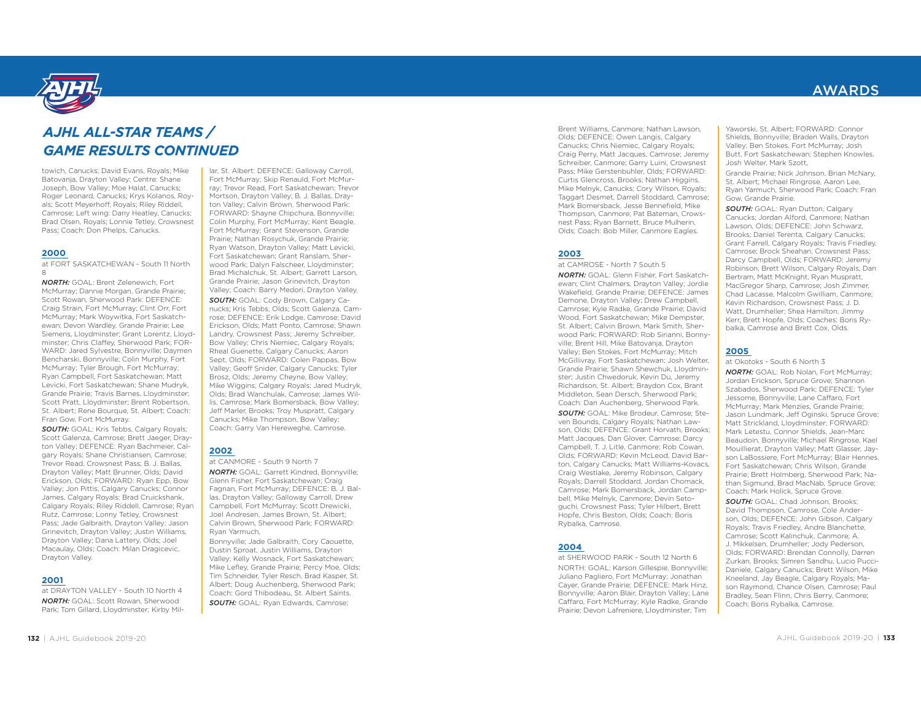## AJHL ALL-STAR TEAMS / GAME RESULTS CONTINUED

towich, Canucks; David Evans, Royals; Mike Batovanja, Drayton Valley; Centre: Shane Joseph, Bow Valley; Moe Halat, Canucks; Roger Leonard, Canucks; Krys Kolanos, Royals; Scott Meyerhoff, Royals; Riley Riddell, Camrose; Left wing: Dany Heatley, Canucks; Brad Olsen, Royals; Lonnie Tetley, Crowsnest Pass; Coach: Don Phelps, Canucks.

### 2000

at FORT SASKATCHEWAN - South 11 North 8

***NORTH:*** GOAL: Brent Zelenewich, Fort McMurray; Dannie Morgan, Grande Prairie; Scott Rowan, Sherwood Park: DEFENCE: Craig Strain, Fort McMurray; Clint Orr, Fort McMurray; Mark Woywitka, Fort Saskatchewan; Devon Wardley, Grande Prairie; Lee Siemens, Lloydminster; Grant Lorentz, Lloydminster; Chris Claffey, Sherwood Park; FORWARD: Jared Sylvestre, Bonnyville; Daymen Bencharski, Bonnyville; Colin Murphy, Fort McMurray; Tyler Brough, Fort McMurray; Ryan Campbell, Fort Saskatchewan; Matt Levicki, Fort Saskatchewan; Shane Mudryk, Grande Prairie; Travis Barnes, Lloydminster; Scott Pratt, Lloydminster; Brent Robertson, St. Albert; Rene Bourque, St. Albert; Coach: Fran Gow, Fort McMurray.

***SOUTH:*** GOAL: Kris Tebbs, Calgary Royals; Scott Galenza, Camrose; Brett Jaeger, Drayton Valley; DEFENCE: Ryan Bachmeier, Calgary Royals; Shane Christiansen, Camrose; Trevor Read, Crowsnest Pass; B. J. Ballas, Drayton Valley; Matt Brunner, Olds; David Erickson, Olds; FORWARD: Ryan Epp, Bow Valley; Jon Pittis, Calgary Canucks; Connor James, Calgary Royals; Brad Cruickshank, Calgary Royals; Riley Riddell, Camrose; Ryan Rutz, Camrose; Lonny Tetley, Crowsnest Pass; Jade Galbraith, Drayton Valley; Jason Grinevitch, Drayton Valley; Justin Williams, Drayton Valley; Dana Lattery, Olds; Joel Macaulay, Olds; Coach: Milan Dragicevic, Drayton Valley.

### 2001

at DRAYTON VALLEY - South 10 North 4

***NORTH:*** GOAL: Scott Rowan, Sherwood Park; Tom Gillard, Lloydminster; Kirby Millar, St. Albert: DEFENCE: Galloway Carroll, Fort McMurray; Skip Renauld, Fort McMurray; Trevor Read, Fort Saskatchewan; Trevor Mortson, Drayton Valley; B. J. Ballas, Drayton Valley; Calvin Brown, Sherwood Park: FORWARD: Shayne Chipchura, Bonnyville; Colin Murphy, Fort McMurray; Kent Beagle, Fort McMurray; Grant Stevenson, Grande Prairie; Nathan Rosychuk, Grande Prairie; Ryan Watson, Drayton Valley; Matt Levicki, Fort Saskatchewan; Grant Ranslam, Sherwood Park; Dalyn Falscheer, Lloydminster; Brad Michalchuk, St. Albert; Garrett Larson, Grande Prairie; Jason Grinevitch, Drayton Valley; Coach: Barry Medori, Drayton Valley.

***SOUTH:*** GOAL: Cody Brown, Calgary Canucks; Kris Tebbs, Olds; Scott Galenza, Camrose; DEFENCE: Erik Lodge, Camrose; David Erickson, Olds; Matt Ponto, Camrose; Shawn Landry, Crowsnest Pass; Jeremy Schreiber, Bow Valley; Chris Niemiec, Calgary Royals; Rheal Guenette, Calgary Canucks; Aaron Sept, Olds; FORWARD: Colen Pappas, Bow Valley; Geoff Snider, Calgary Canucks; Tyler Brosz, Olds; Jeremy Cheyne, Bow Valley; Mike Wiggins, Calgary Royals; Jared Mudryk, Olds; Brad Wanchulak, Camrose; James Willis, Camrose; Mark Bomersback, Bow Valley; Jeff Marler, Brooks; Troy Muspratt, Calgary Canucks; Mike Thompson, Bow Valley; Coach: Garry Van Hereweghe, Camrose.

### 2002

at CANMORE - South 9 North 7

***NORTH:*** GOAL: Garrett Kindred, Bonnyville; Glenn Fisher, Fort Saskatchewan; Craig Fagnan, Fort McMurray; DEFENCE: B. J. Ballas, Drayton Valley; Galloway Carroll, Drew Campbell, Fort McMurray; Scott Drewicki, Joel Andresen, James Brown, St. Albert; Calvin Brown, Sherwood Park; FORWARD: Ryan Yarmuch,

Bonnyville; Jade Galbraith, Cory Caouette, Dustin Sproat, Justin Williams, Drayton Valley; Kelly Wosnack, Fort Saskatchewan; Mike Lefley, Grande Prairie; Percy Moe, Olds; Tim Schneider, Tyler Resch, Brad Kasper, St. Albert; Doug Auchenberg, Sherwood Park; Coach: Gord Thibodeau, St. Albert Saints.

***SOUTH:*** GOAL: Ryan Edwards, Camrose; Brent Williams, Canmore; Nathan Lawson, Olds; DEFENCE: Owen Langis, Calgary Canucks; Chris Niemiec, Calgary Royals; Craig Perry, Matt Jacques, Camrose; Jeremy Schreiber, Canmore; Garry Luini, Crowsnest Pass; Mike Gerstenbuhler, Olds; FORWARD: Curtis Glencross, Brooks; Nathan Higgins, Mike Melnyk, Canucks; Cory Wilson, Royals; Taggart Desmet, Darrell Stoddard, Camrose; Mark Bomersback, Jesse Bennefield, Mike Thompson, Canmore; Pat Bateman, Crowsnest Pass; Ryan Barnett, Bruce Mulherin, Olds; Coach: Bob Miller, Canmore Eagles.

### 2003

at CAMROSE - North 7 South 5

***NORTH:*** GOAL: Glenn Fisher, Fort Saskatchewan; Clint Chalmers, Drayton Valley; Jordie Wakefield, Grande Prairie; DEFENCE: James Demone, Drayton Valley; Drew Campbell, Camrose; Kyle Radke, Grande Prairie; David Wood, Fort Saskatchewan; Mike Dempster, St. Albert; Calvin Brown, Mark Smith, Sherwood Park; FORWARD: Rob Sirianni, Bonnyville; Brent Hill, Mike Batovanja, Drayton Valley; Ben Stokes, Fort McMurray; Mitch McGillivray, Fort Saskatchewan; Josh Welter, Grande Prairie; Shawn Shewchuk, Lloydminster; Justin Chwedoruk, Kevin Du, Jeremy Richardson, St. Albert; Braydon Cox, Brant Middleton, Sean Dersch, Sherwood Park; Coach: Dan Auchenberg, Sherwood Park.

***SOUTH:*** GOAL: Mike Brodeur, Camrose; Steven Bounds, Calgary Royals; Nathan Lawson, Olds; DEFENCE: Grant Horvath, Brooks; Matt Jacques, Dan Glover, Camrose; Darcy Campbell, T. J. Litle, Canmore; Rob Cowan, Olds; FORWARD: Kevin McLeod, David Barton, Calgary Canucks; Matt Williams-Kovacs, Craig Westlake, Jeremy Robinson, Calgary Royals; Darrell Stoddard, Jordan Chomack, Camrose; Mark Bomersback, Jordan Campbell, Mike Melnyk, Canmore; Devin Setoguchi, Crowsnest Pass; Tyler Hilbert, Brett Hopfe, Chris Beston, Olds; Coach: Boris Rybalka, Camrose.

### 2004

at SHERWOOD PARK - South 12 North 6

NORTH: GOAL: Karson Gillespie, Bonnyville; Juliano Pagliero, Fort McMurray; Jonathan Cayer, Grande Prairie; DEFENCE: Mark Hinz, Bonnyville; Aaron Blair, Drayton Valley; Lane Caffaro, Fort McMurray; Kyle Radke, Grande Prairie; Devon Lafreniere, Lloydminster; Tim Yaworski, St. Albert; FORWARD: Connor Shields, Bonnyville; Braden Walls, Drayton Valley; Ben Stokes, Fort McMurray; Josh Butt, Fort Saskatchewan; Stephen Knowles, Josh Welter, Mark Szott,

Grande Prairie; Nick Johnson, Brian McNary, St. Albert; Michael Ringrose, Aaron Lee, Ryan Yarmuch, Sherwood Park; Coach: Fran Gow, Grande Prairie.

***SOUTH:*** GOAL: Ryan Dutton, Calgary Canucks; Jordan Alford, Canmore; Nathan Lawson, Olds; DEFENCE: John Schwarz, Brooks; Daniel Terenta, Calgary Canucks; Grant Farrell, Calgary Royals; Travis Friedley, Camrose; Brock Sheahan, Crowsnest Pass; Darcy Campbell, Olds; FORWARD: Jeremy Robinson, Brett Wilson, Calgary Royals; Dan Bertram, Matt McKnight, Ryan Muspratt, MacGregor Sharp, Camrose; Josh Zimmer, Chad Lacasse, Malcolm Gwilliam, Canmore; Kevin Richardson, Crowsnest Pass; J. D. Watt, Drumheller; Shea Hamilton, Jimmy Kerr, Brett Hopfe, Olds; Coaches: Boris Rybalka, Camrose and Brett Cox, Olds.

### 2005

at Okotoks - South 6 North 3

***NORTH:*** GOAL: Rob Nolan, Fort McMurray; Jordan Erickson, Spruce Grove; Shannon Szabados, Sherwood Park; DEFENCE: Tyler Jessome, Bonnyville; Lane Caffaro, Fort McMurray; Mark Menzies, Grande Prairie; Jason Lundmark, Jeff Oginski, Spruce Grove; Matt Strickland, Lloydminster; FORWARD: Mark Letestu, Connor Shields, Jean-Marc Beaudoin, Bonnyville; Michael Ringrose, Kael Mouillierat, Drayton Valley; Matt Glasser, Jayson LaBossiere, Fort McMurray; Blair Hennes, Fort Saskatchewan; Chris Wilson, Grande Prairie; Brett Holmberg, Sherwood Park; Nathan Sigmund, Brad MacNab, Spruce Grove; Coach: Mark Holick, Spruce Grove.

***SOUTH:*** GOAL: Chad Johnson, Brooks; David Thompson, Camrose, Cole Anderson, Olds; DEFENCE: John Gibson, Calgary Royals; Travis Friedley, Andre Blanchette, Camrose; Scott Kalinchuk, Canmore; A. J. Mikkelsen, Drumheller; Jody Pederson, Olds; FORWARD: Brendan Connolly, Darren Zurkan, Brooks; Simren Sandhu, Lucio Pucci-Daniele, Calgary Canucks; Brett Wilson, Mike Kneeland, Jay Beagle, Calgary Royals; Mason Raymond, Chance Olsen, Camrose; Paul Bradley, Sean Flinn, Chris Berry, Canmore; Coach: Boris Rybalka, Camrose.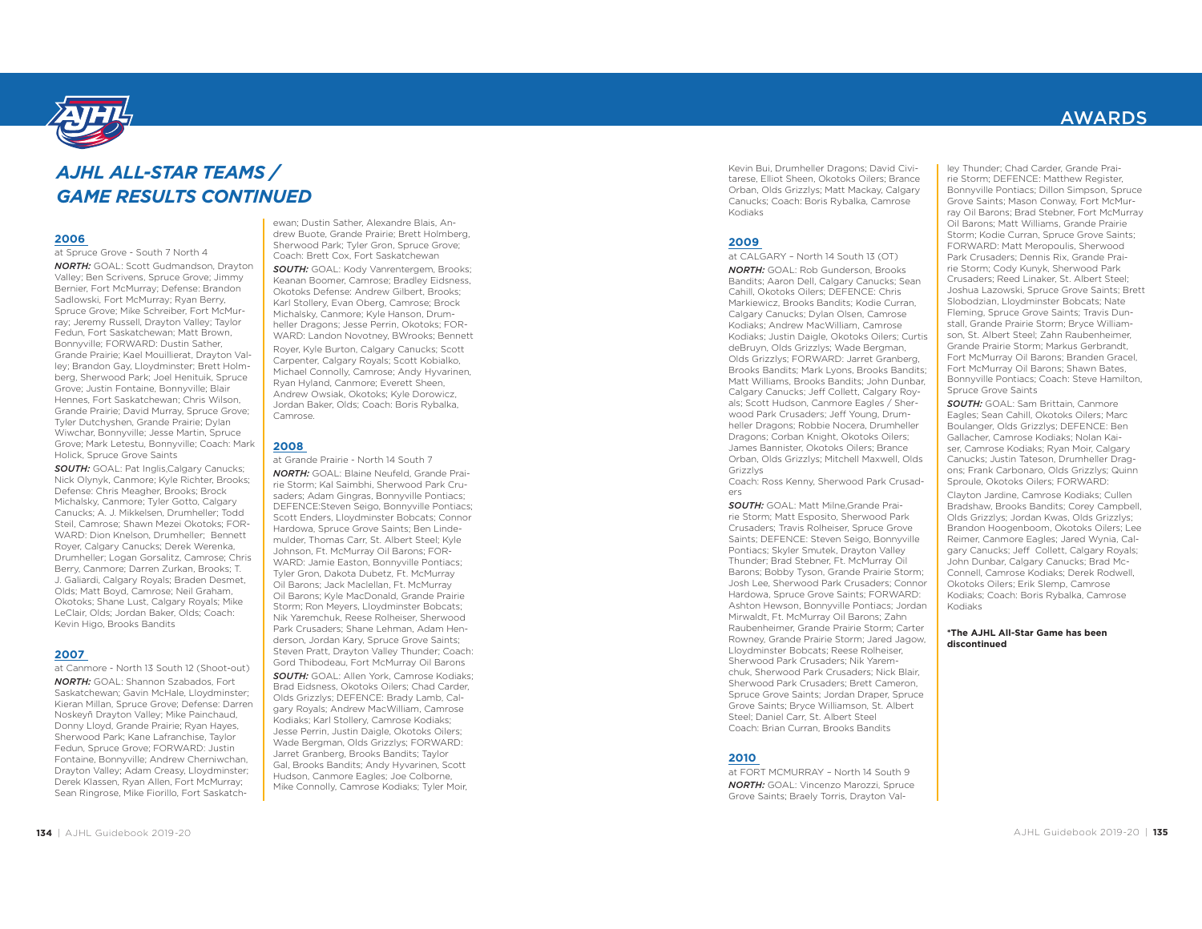# AJHL ALL-STAR TEAMS / GAME RESULTS CONTINUED

## 2006

at Spruce Grove - South 7 North 4

***NORTH:*** GOAL: Scott Gudmandson, Drayton Valley; Ben Scrivens, Spruce Grove; Jimmy Bernier, Fort McMurray; Defense: Brandon Sadlowski, Fort McMurray; Ryan Berry, Spruce Grove; Mike Schreiber, Fort McMurray; Jeremy Russell, Drayton Valley; Taylor Fedun, Fort Saskatchewan; Matt Brown, Bonnyville; FORWARD: Dustin Sather, Grande Prairie; Kael Mouillierat, Drayton Valley; Brandon Gay, Lloydminster; Brett Holmberg, Sherwood Park; Joel Henituik, Spruce Grove; Justin Fontaine, Bonnyville; Blair Hennes, Fort Saskatchewan; Chris Wilson, Grande Prairie; David Murray, Spruce Grove; Tyler Dutchyshen, Grande Prairie; Dylan Wiwchar, Bonnyville; Jesse Martin, Spruce Grove; Mark Letestu, Bonnyville; Coach: Mark Holick, Spruce Grove Saints

***SOUTH:*** GOAL: Pat Inglis,Calgary Canucks; Nick Olynyk, Canmore; Kyle Richter, Brooks; Defense: Chris Meagher, Brooks; Brock Michalsky, Canmore; Tyler Gotto, Calgary Canucks; A. J. Mikkelsen, Drumheller; Todd Steil, Camrose; Shawn Mezei Okotoks; FORWARD: Dion Knelson, Drumheller; Bennett Royer, Calgary Canucks; Derek Werenka, Drumheller; Logan Gorsalitz, Camrose; Chris Berry, Canmore; Darren Zurkan, Brooks; T. J. Galiardi, Calgary Royals; Braden Desmet, Olds; Matt Boyd, Camrose; Neil Graham, Okotoks; Shane Lust, Calgary Royals; Mike LeClair, Olds; Jordan Baker, Olds; Coach: Kevin Higo, Brooks Bandits

## 2007

at Canmore - North 13 South 12 (Shoot-out)

***NORTH:*** GOAL: Shannon Szabados, Fort Saskatchewan; Gavin McHale, Lloydminster; Kieran Millan, Spruce Grove; Defense: Darren Noskeyñ Drayton Valley; Mike Painchaud, Donny Lloyd, Grande Prairie; Ryan Hayes, Sherwood Park; Kane Lafranchise, Taylor Fedun, Spruce Grove; FORWARD: Justin Fontaine, Bonnyville; Andrew Cherniwchan, Drayton Valley; Adam Creasy, Lloydminster; Derek Klassen, Ryan Allen, Fort McMurray; Sean Ringrose, Mike Fiorillo, Fort Saskatchewan; Dustin Sather, Alexandre Blais, Andrew Buote, Grande Prairie; Brett Holmberg, Sherwood Park; Tyler Gron, Spruce Grove; Coach: Brett Cox, Fort Saskatchewan

***SOUTH:*** GOAL: Kody Vanrentergem, Brooks; Keanan Boomer, Camrose; Bradley Eidsness, Okotoks Defense: Andrew Gilbert, Brooks; Karl Stollery, Evan Oberg, Camrose; Brock Michalsky, Canmore; Kyle Hanson, Drumheller Dragons; Jesse Perrin, Okotoks; FORWARD: Landon Novotney, BWrooks; Bennett Royer, Kyle Burton, Calgary Canucks; Scott Carpenter, Calgary Royals; Scott Kobialko, Michael Connolly, Camrose; Andy Hyvarinen, Ryan Hyland, Canmore; Everett Sheen, Andrew Owsiak, Okotoks; Kyle Dorowicz, Jordan Baker, Olds; Coach: Boris Rybalka, Camrose.

## 2008

at Grande Prairie - North 14 South 7

***NORTH:*** GOAL: Blaine Neufeld, Grande Prairie Storm; Kal Saimbhi, Sherwood Park Crusaders; Adam Gingras, Bonnyville Pontiacs; DEFENCE:Steven Seigo, Bonnyville Pontiacs; Scott Enders, Lloydminster Bobcats; Connor Hardowa, Spruce Grove Saints; Ben Lindemulder, Thomas Carr, St. Albert Steel; Kyle Johnson, Ft. McMurray Oil Barons; FORWARD: Jamie Easton, Bonnyville Pontiacs; Tyler Gron, Dakota Dubetz, Ft. McMurray Oil Barons; Jack Maclellan, Ft. McMurray Oil Barons; Kyle MacDonald, Grande Prairie Storm; Ron Meyers, Lloydminster Bobcats; Nik Yaremchuk, Reese Rolheiser, Sherwood Park Crusaders; Shane Lehman, Adam Henderson, Jordan Kary, Spruce Grove Saints; Steven Pratt, Drayton Valley Thunder; Coach: Gord Thibodeau, Fort McMurray Oil Barons

***SOUTH:*** GOAL: Allen York, Camrose Kodiaks; Brad Eidsness, Okotoks Oilers; Chad Carder, Olds Grizzlys; DEFENCE: Brady Lamb, Calgary Royals; Andrew MacWilliam, Camrose Kodiaks; Karl Stollery, Camrose Kodiaks; Jesse Perrin, Justin Daigle, Okotoks Oilers; Wade Bergman, Olds Grizzlys; FORWARD: Jarret Granberg, Brooks Bandits; Taylor Gal, Brooks Bandits; Andy Hyvarinen, Scott Hudson, Canmore Eagles; Joe Colborne, Mike Connolly, Camrose Kodiaks; Tyler Moir, Kevin Bui, Drumheller Dragons; David Civitarese, Elliot Sheen, Okotoks Oilers; Brance Orban, Olds Grizzlys; Matt Mackay, Calgary Canucks; Coach: Boris Rybalka, Camrose Kodiaks

## 2009

at CALGARY – North 14 South 13 (OT)

***NORTH:*** GOAL: Rob Gunderson, Brooks Bandits; Aaron Dell, Calgary Canucks; Sean Cahill, Okotoks Oilers; DEFENCE: Chris Markiewicz, Brooks Bandits; Kodie Curran, Calgary Canucks; Dylan Olsen, Camrose Kodiaks; Andrew MacWilliam, Camrose Kodiaks; Justin Daigle, Okotoks Oilers; Curtis deBruyn, Olds Grizzlys; Wade Bergman, Olds Grizzlys; FORWARD: Jarret Granberg, Brooks Bandits; Mark Lyons, Brooks Bandits; Matt Williams, Brooks Bandits; John Dunbar, Calgary Canucks; Jeff Collett, Calgary Royals; Scott Hudson, Canmore Eagles / Sherwood Park Crusaders; Jeff Young, Drumheller Dragons; Robbie Nocera, Drumheller Dragons; Corban Knight, Okotoks Oilers; James Bannister, Okotoks Oilers; Brance Orban, Olds Grizzlys; Mitchell Maxwell, Olds Grizzlys

Coach: Ross Kenny, Sherwood Park Crusaders

***SOUTH:*** GOAL: Matt Milne,Grande Prairie Storm; Matt Esposito, Sherwood Park Crusaders; Travis Rolheiser, Spruce Grove Saints; DEFENCE: Steven Seigo, Bonnyville Pontiacs; Skyler Smutek, Drayton Valley Thunder; Brad Stebner, Ft. McMurray Oil Barons; Bobby Tyson, Grande Prairie Storm; Josh Lee, Sherwood Park Crusaders; Connor Hardowa, Spruce Grove Saints; FORWARD: Ashton Hewson, Bonnyville Pontiacs; Jordan Mirwaldt, Ft. McMurray Oil Barons; Zahn Raubenheimer, Grande Prairie Storm; Carter Rowney, Grande Prairie Storm; Jared Jagow, Lloydminster Bobcats; Reese Rolheiser, Sherwood Park Crusaders; Nik Yaremchuk, Sherwood Park Crusaders; Nick Blair, Sherwood Park Crusaders; Brett Cameron, Spruce Grove Saints; Jordan Draper, Spruce Grove Saints; Bryce Williamson, St. Albert Steel; Daniel Carr, St. Albert Steel

Coach: Brian Curran, Brooks Bandits

## 2010

at FORT MCMURRAY – North 14 South 9

***NORTH:*** GOAL: Vincenzo Marozzi, Spruce Grove Saints; Braely Torris, Drayton Valley Thunder; Chad Carder, Grande Prairie Storm; DEFENCE: Matthew Register, Bonnyville Pontiacs; Dillon Simpson, Spruce Grove Saints; Mason Conway, Fort McMurray Oil Barons; Brad Stebner, Fort McMurray Oil Barons; Matt Williams, Grande Prairie Storm; Kodie Curran, Spruce Grove Saints; FORWARD: Matt Meropoulis, Sherwood Park Crusaders; Dennis Rix, Grande Prairie Storm; Cody Kunyk, Sherwood Park Crusaders; Reed Linaker, St. Albert Steel; Joshua Lazowski, Spruce Grove Saints; Brett Slobodzian, Lloydminster Bobcats; Nate Fleming, Spruce Grove Saints; Travis Dunstall, Grande Prairie Storm; Bryce Williamson, St. Albert Steel; Zahn Raubenheimer, Grande Prairie Storm; Markus Gerbrandt, Fort McMurray Oil Barons; Branden Gracel, Fort McMurray Oil Barons; Shawn Bates, Bonnyville Pontiacs; Coach: Steve Hamilton, Spruce Grove Saints

***SOUTH:*** GOAL: Sam Brittain, Canmore Eagles; Sean Cahill, Okotoks Oilers; Marc Boulanger, Olds Grizzlys; DEFENCE: Ben Gallacher, Camrose Kodiaks; Nolan Kaiser, Camrose Kodiaks; Ryan Moir, Calgary Canucks; Justin Tateson, Drumheller Dragons; Frank Carbonaro, Olds Grizzlys; Quinn Sproule, Okotoks Oilers; FORWARD: Clayton Jardine, Camrose Kodiaks; Cullen Bradshaw, Brooks Bandits; Corey Campbell, Olds Grizzlys; Jordan Kwas, Olds Grizzlys; Brandon Hoogenboom, Okotoks Oilers; Lee Reimer, Canmore Eagles; Jared Wynia, Calgary Canucks; Ryan Moir, Calgary Canucks; Jeff Collett, Calgary Royals; John Dunbar, Calgary Canucks; Brad McConnell, Camrose Kodiaks; Derek Rodwell, Okotoks Oilers; Erik Slemp, Camrose Kodiaks; Coach: Boris Rybalka, Camrose Kodiaks

**\*The AJHL All-Star Game has been discontinued**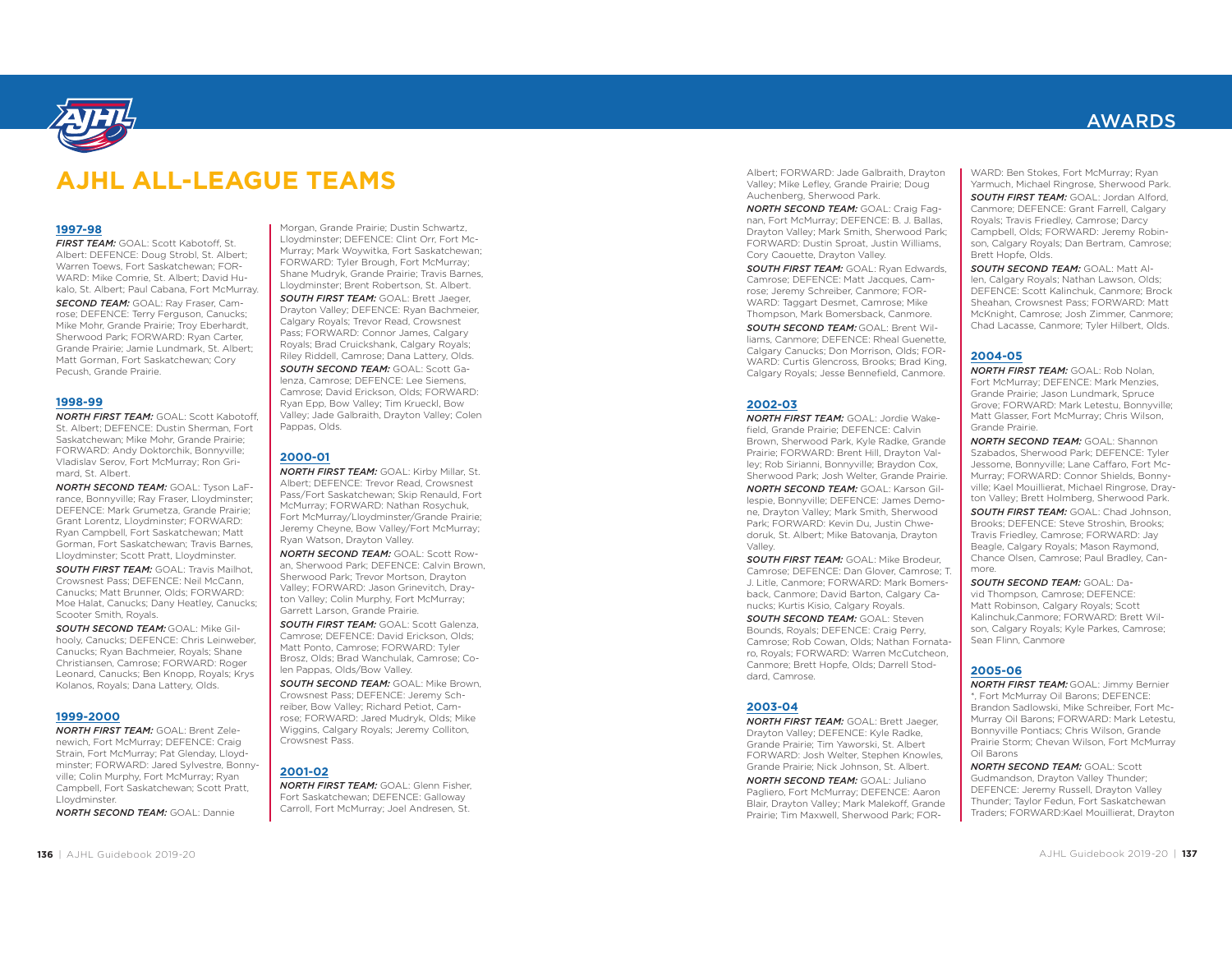# AJHL ALL-LEAGUE TEAMS

### 1997-98

***FIRST TEAM:*** GOAL: Scott Kabotoff, St. Albert; DEFENCE: Doug Strobl, St. Albert; Warren Toews, Fort Saskatchewan; FORWARD: Mike Comrie, St. Albert; David Hukalo, St. Albert; Paul Cabana, Fort McMurray.

***SECOND TEAM:*** GOAL: Ray Fraser, Camrose; DEFENCE: Terry Ferguson, Canucks; Mike Mohr, Grande Prairie; Troy Eberhardt, Sherwood Park; FORWARD: Ryan Carter, Grande Prairie; Jamie Lundmark, St. Albert; Matt Gorman, Fort Saskatchewan; Cory Pecush, Grande Prairie.

### 1998-99

***NORTH FIRST TEAM:*** GOAL: Scott Kabotoff, St. Albert; DEFENCE: Dustin Sherman, Fort Saskatchewan; Mike Mohr, Grande Prairie; FORWARD: Andy Doktorchik, Bonnyville; Vladislav Serov, Fort McMurray; Ron Grimard, St. Albert.

***NORTH SECOND TEAM:*** GOAL: Tyson LaFrance, Bonnyville; Ray Fraser, Lloydminster; DEFENCE: Mark Grumetza, Grande Prairie; Grant Lorentz, Lloydminster; FORWARD: Ryan Campbell, Fort Saskatchewan; Matt Gorman, Fort Saskatchewan; Travis Barnes, Lloydminster; Scott Pratt, Lloydminster.

***SOUTH FIRST TEAM:*** GOAL: Travis Mailhot, Crowsnest Pass; DEFENCE: Neil McCann, Canucks; Matt Brunner, Olds; FORWARD: Moe Halat, Canucks; Dany Heatley, Canucks; Scooter Smith, Royals.

***SOUTH SECOND TEAM:*** GOAL: Mike Gilhooly, Canucks; DEFENCE: Chris Leinweber, Canucks; Ryan Bachmeier, Royals; Shane Christiansen, Camrose; FORWARD: Roger Leonard, Canucks; Ben Knopp, Royals; Krys Kolanos, Royals; Dana Lattery, Olds.

### 1999-2000

***NORTH FIRST TEAM:*** GOAL: Brent Zelenewich, Fort McMurray; DEFENCE: Craig Strain, Fort McMurray; Pat Glenday, Lloydminster; FORWARD: Jared Sylvestre, Bonnyville; Colin Murphy, Fort McMurray; Ryan Campbell, Fort Saskatchewan; Scott Pratt, Lloydminster.

***NORTH SECOND TEAM:*** GOAL: Dannie Morgan, Grande Prairie; Dustin Schwartz, Lloydminster; DEFENCE: Clint Orr, Fort McMurray; Mark Woywitka, Fort Saskatchewan; FORWARD: Tyler Brough, Fort McMurray; Shane Mudryk, Grande Prairie; Travis Barnes, Lloydminster; Brent Robertson, St. Albert.

***SOUTH FIRST TEAM:*** GOAL: Brett Jaeger, Drayton Valley; DEFENCE: Ryan Bachmeier, Calgary Royals; Trevor Read, Crowsnest Pass; FORWARD: Connor James, Calgary Royals; Brad Cruickshank, Calgary Royals; Riley Riddell, Camrose; Dana Lattery, Olds.

***SOUTH SECOND TEAM:*** GOAL: Scott Galenza, Camrose; DEFENCE: Lee Siemens, Camrose; David Erickson, Olds; FORWARD: Ryan Epp, Bow Valley; Tim Krueckl, Bow Valley; Jade Galbraith, Drayton Valley; Colen Pappas, Olds.

### 2000-01

***NORTH FIRST TEAM:*** GOAL: Kirby Millar, St. Albert; DEFENCE: Trevor Read, Crowsnest Pass/Fort Saskatchewan; Skip Renauld, Fort McMurray; FORWARD: Nathan Rosychuk, Fort McMurray/Lloydminster/Grande Prairie; Jeremy Cheyne, Bow Valley/Fort McMurray; Ryan Watson, Drayton Valley.

***NORTH SECOND TEAM:*** GOAL: Scott Rowan, Sherwood Park; DEFENCE: Calvin Brown, Sherwood Park; Trevor Mortson, Drayton Valley; FORWARD: Jason Grinevitch, Drayton Valley; Colin Murphy, Fort McMurray; Garrett Larson, Grande Prairie.

***SOUTH FIRST TEAM:*** GOAL: Scott Galenza, Camrose; DEFENCE: David Erickson, Olds; Matt Ponto, Camrose; FORWARD: Tyler Brosz, Olds; Brad Wanchulak, Camrose; Colen Pappas, Olds/Bow Valley.

***SOUTH SECOND TEAM:*** GOAL: Mike Brown, Crowsnest Pass; DEFENCE: Jeremy Schreiber, Bow Valley; Richard Petiot, Camrose; FORWARD: Jared Mudryk, Olds; Mike Wiggins, Calgary Royals; Jeremy Colliton, Crowsnest Pass.

### 2001-02

***NORTH FIRST TEAM:*** GOAL: Glenn Fisher, Fort Saskatchewan; DEFENCE: Galloway Carroll, Fort McMurray; Joel Andresen, St. Albert; FORWARD: Jade Galbraith, Drayton Valley; Mike Lefley, Grande Prairie; Doug Auchenberg, Sherwood Park.

***NORTH SECOND TEAM:*** GOAL: Craig Fagnan, Fort McMurray; DEFENCE: B. J. Ballas, Drayton Valley; Mark Smith, Sherwood Park; FORWARD: Dustin Sproat, Justin Williams, Cory Caouette, Drayton Valley.

***SOUTH FIRST TEAM:*** GOAL: Ryan Edwards, Camrose; DEFENCE: Matt Jacques, Camrose; Jeremy Schreiber, Canmore; FORWARD: Taggart Desmet, Camrose; Mike Thompson, Mark Bomersback, Canmore.

***SOUTH SECOND TEAM:*** GOAL: Brent Williams, Canmore; DEFENCE: Rheal Guenette, Calgary Canucks; Don Morrison, Olds; FORWARD: Curtis Glencross, Brooks; Brad King, Calgary Royals; Jesse Bennefield, Canmore.

### 2002-03

***NORTH FIRST TEAM:*** GOAL: Jordie Wakefield, Grande Prairie; DEFENCE: Calvin Brown, Sherwood Park, Kyle Radke, Grande Prairie; FORWARD: Brent Hill, Drayton Valley; Rob Sirianni, Bonnyville; Braydon Cox, Sherwood Park; Josh Welter, Grande Prairie.

***NORTH SECOND TEAM:*** GOAL: Karson Gillespie, Bonnyville; DEFENCE: James Demone, Drayton Valley; Mark Smith, Sherwood Park; FORWARD: Kevin Du, Justin Chwedoruk, St. Albert; Mike Batovanja, Drayton Valley.

***SOUTH FIRST TEAM:*** GOAL: Mike Brodeur, Camrose; DEFENCE: Dan Glover, Camrose; T. J. Litle, Canmore; FORWARD: Mark Bomersback, Canmore; David Barton, Calgary Canucks; Kurtis Kisio, Calgary Royals.

***SOUTH SECOND TEAM:*** GOAL: Steven Bounds, Royals; DEFENCE: Craig Perry, Camrose; Rob Cowan, Olds; Nathan Fornataro, Royals; FORWARD: Warren McCutcheon, Canmore; Brett Hopfe, Olds; Darrell Stoddard, Camrose.

### 2003-04

***NORTH FIRST TEAM:*** GOAL: Brett Jaeger, Drayton Valley; DEFENCE: Kyle Radke, Grande Prairie; Tim Yaworski, St. Albert FORWARD: Josh Welter, Stephen Knowles, Grande Prairie; Nick Johnson, St. Albert.

***NORTH SECOND TEAM:*** GOAL: Juliano Pagliero, Fort McMurray; DEFENCE: Aaron Blair, Drayton Valley; Mark Malekoff, Grande Prairie; Tim Maxwell, Sherwood Park; FORWARD: Ben Stokes, Fort McMurray; Ryan Yarmuch, Michael Ringrose, Sherwood Park.

***SOUTH FIRST TEAM:*** GOAL: Jordan Alford, Canmore; DEFENCE: Grant Farrell, Calgary Royals; Travis Friedley, Camrose; Darcy Campbell, Olds; FORWARD: Jeremy Robinson, Calgary Royals; Dan Bertram, Camrose; Brett Hopfe, Olds.

***SOUTH SECOND TEAM:*** GOAL: Matt Allen, Calgary Royals; Nathan Lawson, Olds; DEFENCE: Scott Kalinchuk, Canmore; Brock Sheahan, Crowsnest Pass; FORWARD: Matt McKnight, Camrose; Josh Zimmer, Canmore; Chad Lacasse, Canmore; Tyler Hilbert, Olds.

### 2004-05

***NORTH FIRST TEAM:*** GOAL: Rob Nolan, Fort McMurray; DEFENCE: Mark Menzies, Grande Prairie; Jason Lundmark, Spruce Grove; FORWARD: Mark Letestu, Bonnyville; Matt Glasser, Fort McMurray; Chris Wilson, Grande Prairie.

***NORTH SECOND TEAM:*** GOAL: Shannon Szabados, Sherwood Park; DEFENCE: Tyler Jessome, Bonnyville; Lane Caffaro, Fort McMurray; FORWARD: Connor Shields, Bonnyville; Kael Mouillierat, Michael Ringrose, Drayton Valley; Brett Holmberg, Sherwood Park.

***SOUTH FIRST TEAM:*** GOAL: Chad Johnson, Brooks; DEFENCE: Steve Stroshin, Brooks; Travis Friedley, Camrose; FORWARD: Jay Beagle, Calgary Royals; Mason Raymond, Chance Olsen, Camrose; Paul Bradley, Canmore.

***SOUTH SECOND TEAM:*** GOAL: David Thompson, Camrose; DEFENCE: Matt Robinson, Calgary Royals; Scott Kalinchuk,Canmore; FORWARD: Brett Wilson, Calgary Royals; Kyle Parkes, Camrose; Sean Flinn, Canmore

### 2005-06

***NORTH FIRST TEAM:*** GOAL: Jimmy Bernier *, Fort McMurray Oil Barons; DEFENCE: Brandon Sadlowski, Mike Schreiber, Fort McMurray Oil Barons; FORWARD: Mark Letestu, Bonnyville Pontiacs; Chris Wilson, Grande Prairie Storm; Chevan Wilson, Fort McMurray Oil Barons

***NORTH SECOND TEAM:*** GOAL: Scott Gudmandson, Drayton Valley Thunder; DEFENCE: Jeremy Russell, Drayton Valley Thunder; Taylor Fedun, Fort Saskatchewan Traders; FORWARD:Kael Mouillierat, Drayton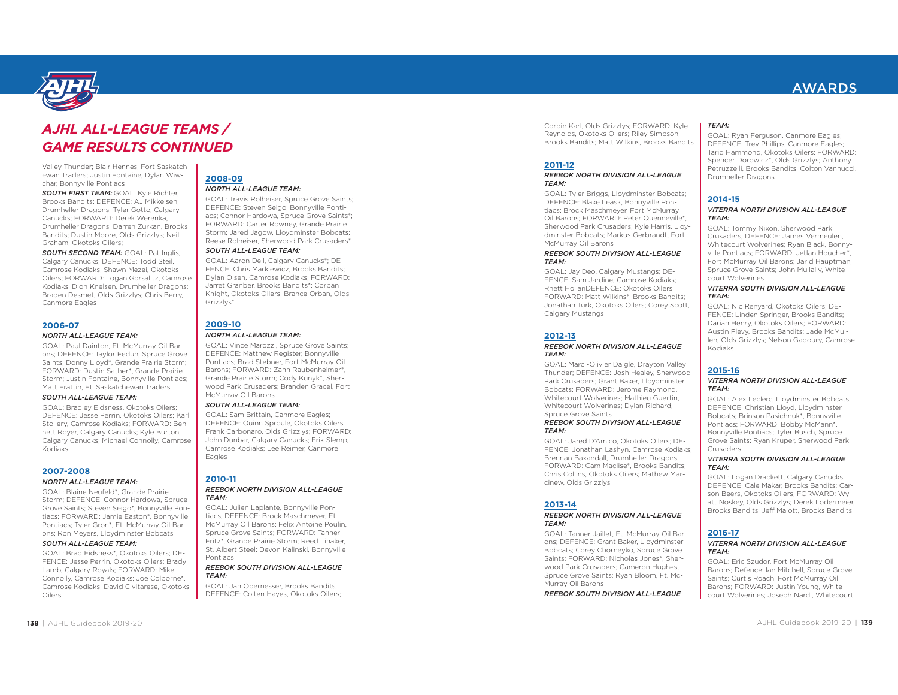## AWARDS

# *AJHL ALL-LEAGUE TEAMS / GAME RESULTS CONTINUED*

Valley Thunder; Blair Hennes, Fort Saskatchewan Traders; Justin Fontaine, Dylan Wiwchar, Bonnyville Pontiacs

***SOUTH FIRST TEAM:*** GOAL: Kyle Richter, Brooks Bandits; DEFENCE: AJ Mikkelsen, Drumheller Dragons; Tyler Gotto, Calgary Canucks; FORWARD: Derek Werenka, Drumheller Dragons; Darren Zurkan, Brooks Bandits; Dustin Moore, Olds Grizzlys; Neil Graham, Okotoks Oilers;

***SOUTH SECOND TEAM:*** GOAL: Pat Inglis, Calgary Canucks; DEFENCE: Todd Steil, Camrose Kodiaks; Shawn Mezei, Okotoks Oilers; FORWARD: Logan Gorsalitz, Camrose Kodiaks; Dion Knelsen, Drumheller Dragons; Braden Desmet, Olds Grizzlys; Chris Berry, Canmore Eagles

### 2006-07

***NORTH ALL-LEAGUE TEAM:***

GOAL: Paul Dainton, Ft. McMurray Oil Barons; DEFENCE: Taylor Fedun, Spruce Grove Saints; Donny Lloyd*, Grande Prairie Storm; FORWARD: Dustin Sather*, Grande Prairie Storm; Justin Fontaine, Bonnyville Pontiacs; Matt Frattin, Ft. Saskatchewan Traders

***SOUTH ALL-LEAGUE TEAM:***

GOAL: Bradley Eidsness, Okotoks Oilers; DEFENCE: Jesse Perrin, Okotoks Oilers; Karl Stollery, Camrose Kodiaks; FORWARD: Bennett Royer, Calgary Canucks; Kyle Burton, Calgary Canucks; Michael Connolly, Camrose Kodiaks

### 2007-2008

***NORTH ALL-LEAGUE TEAM:***

GOAL: Blaine Neufeld*, Grande Prairie Storm; DEFENCE: Connor Hardowa, Spruce Grove Saints; Steven Seigo*, Bonnyville Pontiacs; FORWARD: Jamie Easton*, Bonnyville Pontiacs; Tyler Gron*, Ft. McMurray Oil Barons; Ron Meyers, Lloydminster Bobcats

***SOUTH ALL-LEAGUE TEAM:***

GOAL: Brad Eidsness*, Okotoks Oilers; DEFENCE: Jesse Perrin, Okotoks Oilers; Brady Lamb, Calgary Royals; FORWARD: Mike Connolly, Camrose Kodiaks; Joe Colborne*, Camrose Kodiaks; David Civitarese, Okotoks Oilers

### 2008-09

***NORTH ALL-LEAGUE TEAM:***

GOAL: Travis Rolheiser, Spruce Grove Saints; DEFENCE: Steven Seigo, Bonnyville Pontiacs; Connor Hardowa, Spruce Grove Saints*; FORWARD: Carter Rowney, Grande Prairie Storm; Jared Jagow, Lloydminster Bobcats; Reese Rolheiser, Sherwood Park Crusaders*

***SOUTH ALL-LEAGUE TEAM:***

GOAL: Aaron Dell, Calgary Canucks*; DEFENCE: Chris Markiewicz, Brooks Bandits; Dylan Olsen, Camrose Kodiaks; FORWARD: Jarret Granber, Brooks Bandits*; Corban Knight, Okotoks Oilers; Brance Orban, Olds Grizzlys*

### 2009-10

***NORTH ALL-LEAGUE TEAM:***

GOAL: Vince Marozzi, Spruce Grove Saints; DEFENCE: Matthew Register, Bonnyville Pontiacs; Brad Stebner, Fort McMurray Oil Barons; FORWARD: Zahn Raubenheimer*, Grande Prairie Storm; Cody Kunyk*, Sherwood Park Crusaders; Branden Gracel, Fort McMurray Oil Barons

***SOUTH ALL-LEAGUE TEAM:***

GOAL: Sam Brittain, Canmore Eagles; DEFENCE: Quinn Sproule, Okotoks Oilers; Frank Carbonaro, Olds Grizzlys; FORWARD: John Dunbar, Calgary Canucks; Erik Slemp, Camrose Kodiaks; Lee Reimer, Canmore Eagles

### 2010-11

***REEBOK NORTH DIVISION ALL-LEAGUE TEAM:***

GOAL: Julien Laplante, Bonnyville Pontiacs; DEFENCE: Brock Maschmeyer, Ft. McMurray Oil Barons; Felix Antoine Poulin, Spruce Grove Saints; FORWARD: Tanner Fritz*, Grande Prairie Storm; Reed Linaker, St. Albert Steel; Devon Kalinski, Bonnyville Pontiacs

***REEBOK SOUTH DIVISION ALL-LEAGUE TEAM:***

GOAL: Jan Obernesser, Brooks Bandits; DEFENCE: Colten Hayes, Okotoks Oilers; Corbin Karl, Olds Grizzlys; FORWARD: Kyle Reynolds, Okotoks Oilers; Riley Simpson, Brooks Bandits; Matt Wilkins, Brooks Bandits

### 2011-12

***REEBOK NORTH DIVISION ALL-LEAGUE TEAM:***

GOAL: Tyler Briggs, Lloydminster Bobcats; DEFENCE: Blake Leask, Bonnyville Pontiacs; Brock Maschmeyer, Fort McMurray Oil Barons; FORWARD: Peter Quenneville*, Sherwood Park Crusaders; Kyle Harris, Lloydminster Bobcats; Markus Gerbrandt, Fort McMurray Oil Barons

***REEBOK SOUTH DIVISION ALL-LEAGUE TEAM:***

GOAL: Jay Deo, Calgary Mustangs; DEFENCE: Sam Jardine, Camrose Kodiaks; Rhett HollanDEFENCE: Okotoks Oilers; FORWARD: Matt Wilkins*, Brooks Bandits; Jonathan Turk, Okotoks Oilers; Corey Scott, Calgary Mustangs

### 2012-13

***REEBOK NORTH DIVISION ALL-LEAGUE TEAM:***

GOAL: Marc -Olivier Daigle, Drayton Valley Thunder; DEFENCE: Josh Healey, Sherwood Park Crusaders; Grant Baker, Lloydminster Bobcats; FORWARD: Jerome Raymond, Whitecourt Wolverines; Mathieu Guertin, Whitecourt Wolverines; Dylan Richard, Spruce Grove Saints

***REEBOK SOUTH DIVISION ALL-LEAGUE TEAM:***

GOAL: Jared D'Amico, Okotoks Oilers; DEFENCE: Jonathan Lashyn, Camrose Kodiaks; Brennan Baxandall, Drumheller Dragons; FORWARD: Cam Maclise*, Brooks Bandits; Chris Collins, Okotoks Oilers; Mathew Marcinew, Olds Grizzlys

### 2013-14

***REEBOK NORTH DIVISION ALL-LEAGUE TEAM:***

GOAL: Tanner Jaillet, Ft. McMurray Oil Barons; DEFENCE: Grant Baker, Lloydminster Bobcats; Corey Chorneyko, Spruce Grove Saints; FORWARD: Nicholas Jones*, Sherwood Park Crusaders; Cameron Hughes, Spruce Grove Saints; Ryan Bloom, Ft. McMurray Oil Barons

***REEBOK SOUTH DIVISION ALL-LEAGUE TEAM:***

GOAL: Ryan Ferguson, Canmore Eagles; DEFENCE: Trey Phillips, Canmore Eagles; Tariq Hammond, Okotoks Oilers; FORWARD: Spencer Dorowicz*, Olds Grizzlys; Anthony Petruzzelli, Brooks Bandits; Colton Vannucci, Drumheller Dragons

### 2014-15

***VITERRA NORTH DIVISION ALL-LEAGUE TEAM:***

GOAL: Tommy Nixon, Sherwood Park Crusaders; DEFENCE: James Vermeulen, Whitecourt Wolverines; Ryan Black, Bonnyville Pontiacs; FORWARD: Jetlan Houcher*, Fort McMurray Oil Barons; Jarid Hauptman, Spruce Grove Saints; John Mullally, Whitecourt Wolverines

***VITERRA SOUTH DIVISION ALL-LEAGUE TEAM:***

GOAL: Nic Renyard, Okotoks Oilers; DEFENCE: Linden Springer, Brooks Bandits; Darian Henry, Okotoks Oilers; FORWARD: Austin Plevy, Brooks Bandits; Jade McMullen, Olds Grizzlys; Nelson Gadoury, Camrose Kodiaks

### 2015-16

***VITERRA NORTH DIVISION ALL-LEAGUE TEAM:***

GOAL: Alex Leclerc, Lloydminster Bobcats; DEFENCE: Christian Lloyd, Lloydminster Bobcats; Brinson Pasichnuk*, Bonnyville Pontiacs; FORWARD: Bobby McMann*, Bonnyville Pontiacs; Tyler Busch, Spruce Grove Saints; Ryan Kruper, Sherwood Park Crusaders

***VITERRA SOUTH DIVISION ALL-LEAGUE TEAM:***

GOAL: Logan Drackett, Calgary Canucks; DEFENCE: Cale Makar, Brooks Bandits; Carson Beers, Okotoks Oilers; FORWARD: Wyatt Noskey, Olds Grizzlys; Derek Lodermeier, Brooks Bandits; Jeff Malott, Brooks Bandits

### 2016-17

***VITERRA NORTH DIVISION ALL-LEAGUE TEAM:***

GOAL: Eric Szudor, Fort McMurray Oil Barons; Defence: Ian Mitchell, Spruce Grove Saints; Curtis Roach, Fort McMurray Oil Barons; FORWARD: Justin Young, Whitecourt Wolverines; Joseph Nardi, Whitecourt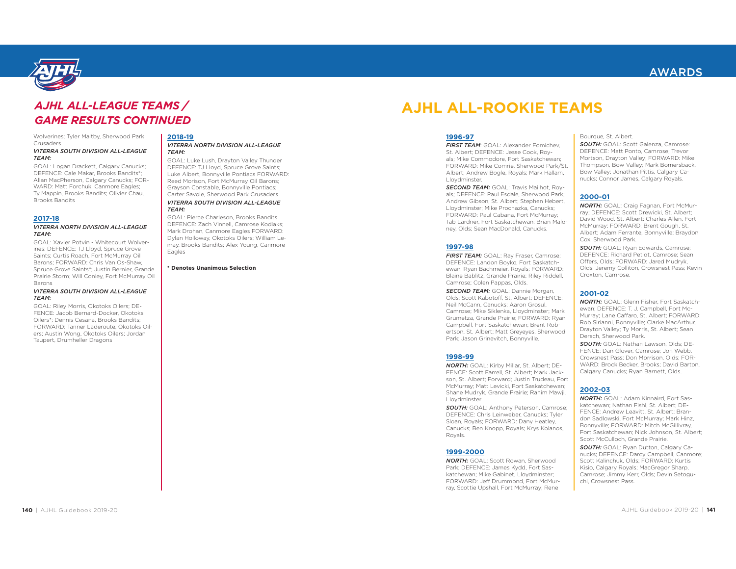## AJHL ALL-LEAGUE TEAMS / GAME RESULTS CONTINUED

Wolverines; Tyler Maltby, Sherwood Park Crusaders

***VITERRA SOUTH DIVISION ALL-LEAGUE TEAM:***

GOAL: Logan Drackett, Calgary Canucks; DEFENCE: Cale Makar, Brooks Bandits*; Allan MacPherson, Calgary Canucks; FORWARD: Matt Forchuk, Canmore Eagles; Ty Mappin, Brooks Bandits; Olivier Chau, Brooks Bandits

### 2017-18

***VITERRA NORTH DIVISION ALL-LEAGUE TEAM:***

GOAL: Xavier Potvin - Whitecourt Wolverines; DEFENCE: TJ Lloyd, Spruce Grove Saints; Curtis Roach, Fort McMurray Oil Barons; FORWARD: Chris Van Os-Shaw, Spruce Grove Saints*; Justin Bernier, Grande Prairie Storm; Will Conley, Fort McMurray Oil Barons

***VITERRA SOUTH DIVISION ALL-LEAGUE TEAM:***

GOAL: Riley Morris, Okotoks Oilers; DEFENCE: Jacob Bernard-Docker, Okotoks Oilers*; Dennis Cesana, Brooks Bandits; FORWARD: Tanner Laderoute, Okotoks Oilers; Austin Wong, Okotoks Oilers; Jordan Taupert, Drumheller Dragons

### 2018-19

***VITERRA NORTH DIVISION ALL-LEAGUE TEAM:***

GOAL: Luke Lush, Drayton Valley Thunder DEFENCE: TJ Lloyd, Spruce Grove Saints; Luke Albert, Bonnyville Pontiacs FORWARD: Reed Morison, Fort McMurray Oil Barons; Grayson Constable, Bonnyville Pontiacs; Carter Savoie, Sherwood Park Crusaders

***VITERRA SOUTH DIVISION ALL-LEAGUE TEAM:***

GOAL: Pierce Charleson, Brooks Bandits DEFENCE: Zach Vinnell, Camrose Kodiaks; Mark Drohan, Canmore Eagles FORWARD: Dylan Holloway, Okotoks Oilers; William Lemay, Brooks Bandits; Alex Young, Canmore Eagles

**\* Denotes Unanimous Selection**

## AJHL ALL-ROOKIE TEAMS

### 1996-97

***FIRST TEAM***: GOAL: Alexander Fomichev, St. Albert; DEFENCE: Jesse Cook, Royals; Mike Commodore, Fort Saskatchewan; FORWARD: Mike Comrie, Sherwood Park/St. Albert; Andrew Bogle, Royals; Mark Hallam, Lloydminster.

***SECOND TEAM:*** GOAL: Travis Mailhot, Royals; DEFENCE: Paul Esdale, Sherwood Park; Andrew Gibson, St. Albert; Stephen Hebert, Lloydminster; Mike Prochazka, Canucks; FORWARD: Paul Cabana, Fort McMurray; Tab Lardner, Fort Saskatchewan; Brian Maloney, Olds; Sean MacDonald, Canucks.

### 1997-98

***FIRST TEAM:*** GOAL: Ray Fraser, Camrose; DEFENCE: Landon Boyko, Fort Saskatchewan; Ryan Bachmeier, Royals; FORWARD: Blaine Bablitz, Grande Prairie; Riley Riddell, Camrose; Colen Pappas, Olds.

***SECOND TEAM:*** GOAL: Dannie Morgan, Olds; Scott Kabotoff, St. Albert; DEFENCE: Neil McCann, Canucks; Aaron Grosul, Camrose; Mike Siklenka, Lloydminster; Mark Grumetza, Grande Prairie; FORWARD: Ryan Campbell, Fort Saskatchewan; Brent Robertson, St. Albert; Matt Greyeyes, Sherwood Park; Jason Grinevitch, Bonnyville.

### 1998-99

***NORTH:*** GOAL: Kirby Millar, St. Albert; DEFENCE: Scott Farrell, St. Albert; Mark Jackson, St. Albert; Forward; Justin Trudeau, Fort McMurray; Matt Levicki, Fort Saskatchewan; Shane Mudryk, Grande Prairie; Rahim Mawji, Lloydminster.

***SOUTH:*** GOAL: Anthony Peterson, Camrose; DEFENCE: Chris Leinweber, Canucks; Tyler Sloan, Royals; FORWARD: Dany Heatley, Canucks; Ben Knopp, Royals; Krys Kolanos, Royals.

### 1999-2000

***NORTH:*** GOAL: Scott Rowan, Sherwood Park; DEFENCE: James Kydd, Fort Saskatchewan; Mike Gabinet, Lloydminster; FORWARD: Jeff Drummond, Fort McMurray, Scottie Upshall, Fort McMurray; Rene Bourque, St. Albert.

***SOUTH:*** GOAL: Scott Galenza, Camrose: DEFENCE: Matt Ponto, Camrose; Trevor Mortson, Drayton Valley; FORWARD: Mike Thompson, Bow Valley; Mark Bomersback, Bow Valley; Jonathan Pittis, Calgary Canucks; Connor James, Calgary Royals.

### 2000-01

***NORTH:*** GOAL: Craig Fagnan, Fort McMurray; DEFENCE: Scott Drewicki, St. Albert; David Wood, St. Albert; Charles Allen, Fort McMurray; FORWARD: Brent Gough, St. Albert; Adam Ferrante, Bonnyville; Braydon Cox, Sherwood Park.

***SOUTH:*** GOAL: Ryan Edwards, Camrose; DEFENCE: Richard Petiot, Camrose; Sean Offers, Olds; FORWARD: Jared Mudryk, Olds; Jeremy Colliton, Crowsnest Pass; Kevin Croxton, Camrose.

### 2001-02

***NORTH:*** GOAL: Glenn Fisher, Fort Saskatchewan; DEFENCE: T. J. Campbell, Fort McMurray; Lane Caffaro, St. Albert; FORWARD: Rob Sirianni, Bonnyville; Clarke MacArthur, Drayton Valley; Ty Morris, St. Albert; Sean Dersch, Sherwood Park.

***SOUTH:*** GOAL: Nathan Lawson, Olds; DEFENCE: Dan Glover, Camrose; Jon Webb, Crowsnest Pass; Don Morrison, Olds; FORWARD: Brock Becker, Brooks; David Barton, Calgary Canucks; Ryan Barnett, Olds.

### 2002-03

***NORTH:*** GOAL: Adam Kinnaird, Fort Saskatchewan; Nathan Fishl, St. Albert; DEFENCE: Andrew Leavitt, St. Albert; Brandon Sadlowski, Fort McMurray; Mark Hinz, Bonnyville; FORWARD: Mitch McGillivray, Fort Saskatchewan; Nick Johnson, St. Albert; Scott McCulloch, Grande Prairie.

***SOUTH:*** GOAL: Ryan Dutton, Calgary Canucks; DEFENCE: Darcy Campbell, Canmore; Scott Kalinchuk, Olds; FORWARD: Kurtis Kisio, Calgary Royals; MacGregor Sharp, Camrose; Jimmy Kerr, Olds; Devin Setoguchi, Crowsnest Pass.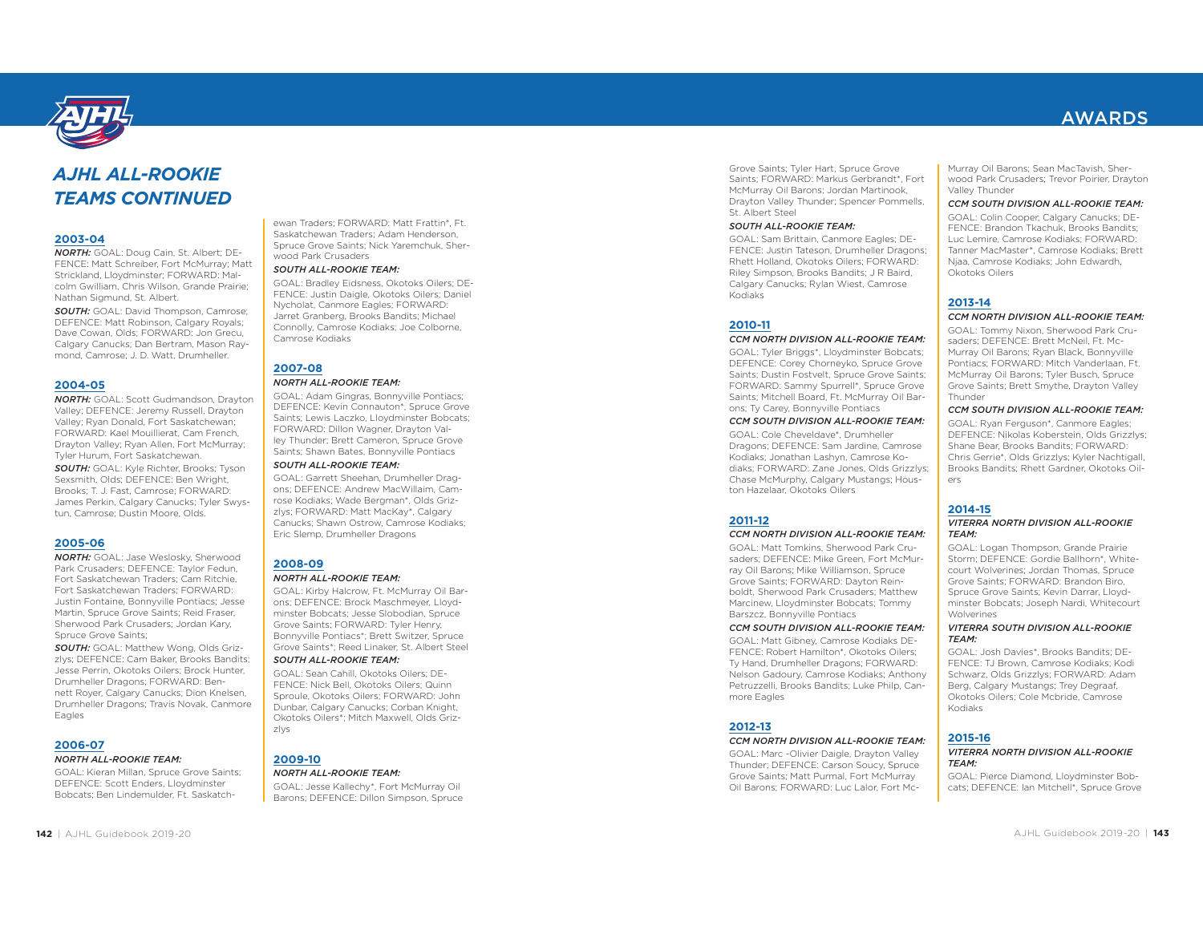# AWARDS

## AJHL ALL-ROOKIE TEAMS CONTINUED

### 2003-04

***NORTH:*** GOAL: Doug Cain, St. Albert; DEFENCE: Matt Schreiber, Fort McMurray; Matt Strickland, Lloydminster; FORWARD: Malcolm Gwilliam, Chris Wilson, Grande Prairie; Nathan Sigmund, St. Albert.

***SOUTH:*** GOAL: David Thompson, Camrose; DEFENCE: Matt Robinson, Calgary Royals; Dave Cowan, Olds; FORWARD: Jon Grecu, Calgary Canucks; Dan Bertram, Mason Raymond, Camrose; J. D. Watt, Drumheller.

### 2004-05

***NORTH:*** GOAL: Scott Gudmandson, Drayton Valley; DEFENCE: Jeremy Russell, Drayton Valley; Ryan Donald, Fort Saskatchewan; FORWARD: Kael Mouillierat, Cam French, Drayton Valley; Ryan Allen, Fort McMurray; Tyler Hurum, Fort Saskatchewan.

***SOUTH:*** GOAL: Kyle Richter, Brooks; Tyson Sexsmith, Olds; DEFENCE: Ben Wright, Brooks; T. J. Fast, Camrose; FORWARD: James Perkin, Calgary Canucks; Tyler Swystun, Camrose; Dustin Moore, Olds.

### 2005-06

***NORTH:*** GOAL: Jase Weslosky, Sherwood Park Crusaders; DEFENCE: Taylor Fedun, Fort Saskatchewan Traders; Cam Ritchie, Fort Saskatchewan Traders; FORWARD: Justin Fontaine, Bonnyville Pontiacs; Jesse Martin, Spruce Grove Saints; Reid Fraser, Sherwood Park Crusaders; Jordan Kary, Spruce Grove Saints;

***SOUTH:*** GOAL: Matthew Wong, Olds Grizzlys; DEFENCE: Cam Baker, Brooks Bandits; Jesse Perrin, Okotoks Oilers; Brock Hunter, Drumheller Dragons; FORWARD: Bennett Royer, Calgary Canucks; Dion Knelsen, Drumheller Dragons; Travis Novak, Canmore Eagles

### 2006-07

***NORTH ALL-ROOKIE TEAM:***

GOAL: Kieran Millan, Spruce Grove Saints; DEFENCE: Scott Enders, Lloydminster Bobcats; Ben Lindemulder, Ft. Saskatchewan Traders; FORWARD: Matt Frattin*, Ft. Saskatchewan Traders; Adam Henderson, Spruce Grove Saints; Nick Yaremchuk, Sherwood Park Crusaders

***SOUTH ALL-ROOKIE TEAM:***

GOAL: Bradley Eidsness, Okotoks Oilers; DEFENCE: Justin Daigle, Okotoks Oilers; Daniel Nycholat, Canmore Eagles; FORWARD: Jarret Granberg, Brooks Bandits; Michael Connolly, Camrose Kodiaks; Joe Colborne, Camrose Kodiaks

### 2007-08

***NORTH ALL-ROOKIE TEAM:***

GOAL: Adam Gingras, Bonnyville Pontiacs; DEFENCE: Kevin Connauton*, Spruce Grove Saints; Lewis Laczko, Lloydminster Bobcats; FORWARD: Dillon Wagner, Drayton Valley Thunder; Brett Cameron, Spruce Grove Saints; Shawn Bates, Bonnyville Pontiacs

***SOUTH ALL-ROOKIE TEAM:***

GOAL: Garrett Sheehan, Drumheller Dragons; DEFENCE: Andrew MacWillaim, Camrose Kodiaks; Wade Bergman*, Olds Grizzlys; FORWARD: Matt MacKay*, Calgary Canucks; Shawn Ostrow, Camrose Kodiaks; Eric Slemp, Drumheller Dragons

### 2008-09

***NORTH ALL-ROOKIE TEAM:***

GOAL: Kirby Halcrow, Ft. McMurray Oil Barons; DEFENCE: Brock Maschmeyer, Lloydminster Bobcats; Jesse Slobodian, Spruce Grove Saints; FORWARD: Tyler Henry, Bonnyville Pontiacs*; Brett Switzer, Spruce Grove Saints*; Reed Linaker, St. Albert Steel

***SOUTH ALL-ROOKIE TEAM:***

GOAL: Sean Cahill, Okotoks Oilers; DEFENCE: Nick Bell, Okotoks Oilers; Quinn Sproule, Okotoks Oilers; FORWARD: John Dunbar, Calgary Canucks; Corban Knight, Okotoks Oilers*; Mitch Maxwell, Olds Grizzlys

### 2009-10

***NORTH ALL-ROOKIE TEAM:***

GOAL: Jesse Kallechy*, Fort McMurray Oil Barons; DEFENCE: Dillon Simpson, Spruce Grove Saints; Tyler Hart, Spruce Grove Saints; FORWARD: Markus Gerbrandt*, Fort McMurray Oil Barons; Jordan Martinook, Drayton Valley Thunder; Spencer Pommells, St. Albert Steel

***SOUTH ALL-ROOKIE TEAM:***

GOAL: Sam Brittain, Canmore Eagles; DEFENCE: Justin Tateson, Drumheller Dragons; Rhett Holland, Okotoks Oilers; FORWARD: Riley Simpson, Brooks Bandits; J R Baird, Calgary Canucks; Rylan Wiest, Camrose Kodiaks

### 2010-11

***CCM NORTH DIVISION ALL-ROOKIE TEAM:***

GOAL: Tyler Briggs*, Lloydminster Bobcats; DEFENCE: Corey Chorneyko, Spruce Grove Saints; Dustin Fostvelt, Spruce Grove Saints; FORWARD: Sammy Spurrell*, Spruce Grove Saints; Mitchell Board, Ft. McMurray Oil Barons; Ty Carey, Bonnyville Pontiacs

***CCM SOUTH DIVISION ALL-ROOKIE TEAM:***

GOAL: Cole Cheveldave*, Drumheller Dragons; DEFENCE: Sam Jardine, Camrose Kodiaks; Jonathan Lashyn, Camrose Kodiaks; FORWARD: Zane Jones, Olds Grizzlys; Chase McMurphy, Calgary Mustangs; Houston Hazelaar, Okotoks Oilers

### 2011-12

***CCM NORTH DIVISION ALL-ROOKIE TEAM:***

GOAL: Matt Tomkins, Sherwood Park Crusaders; DEFENCE: Mike Green, Fort McMurray Oil Barons; Mike Williamson, Spruce Grove Saints; FORWARD: Dayton Reinboldt, Sherwood Park Crusaders; Matthew Marcinew, Lloydminster Bobcats; Tommy Barszcz, Bonnyville Pontiacs

***CCM SOUTH DIVISION ALL-ROOKIE TEAM:***

GOAL: Matt Gibney, Camrose Kodiaks DEFENCE: Robert Hamilton*, Okotoks Oilers; Ty Hand, Drumheller Dragons; FORWARD: Nelson Gadoury, Camrose Kodiaks; Anthony Petruzzelli, Brooks Bandits; Luke Philp, Canmore Eagles

### 2012-13

***CCM NORTH DIVISION ALL-ROOKIE TEAM:***

GOAL: Marc -Olivier Daigle, Drayton Valley Thunder; DEFENCE: Carson Soucy, Spruce Grove Saints; Matt Purmal, Fort McMurray Oil Barons; FORWARD: Luc Lalor, Fort McMurray Oil Barons; Sean MacTavish, Sherwood Park Crusaders; Trevor Poirier, Drayton Valley Thunder

***CCM SOUTH DIVISION ALL-ROOKIE TEAM:***

GOAL: Colin Cooper, Calgary Canucks; DEFENCE: Brandon Tkachuk, Brooks Bandits; Luc Lemire, Camrose Kodiaks; FORWARD: Tanner MacMaster*, Camrose Kodiaks; Brett Njaa, Camrose Kodiaks; John Edwardh, Okotoks Oilers

### 2013-14

***CCM NORTH DIVISION ALL-ROOKIE TEAM:***

GOAL: Tommy Nixon, Sherwood Park Crusaders; DEFENCE: Brett McNeil, Ft. McMurray Oil Barons; Ryan Black, Bonnyville Pontiacs; FORWARD: Mitch Vanderlaan, Ft. McMurray Oil Barons; Tyler Busch, Spruce Grove Saints; Brett Smythe, Drayton Valley Thunder

***CCM SOUTH DIVISION ALL-ROOKIE TEAM:***

GOAL: Ryan Ferguson*, Canmore Eagles; DEFENCE: Nikolas Koberstein, Olds Grizzlys; Shane Bear, Brooks Bandits; FORWARD: Chris Gerrie*, Olds Grizzlys; Kevin Darrar, Lloydminster Bobcats; Kyler Nachtigall, Brooks Bandits; Rhett Gardner, Okotoks Oilers

### 2014-15

***VITERRA NORTH DIVISION ALL-ROOKIE TEAM:***

GOAL: Logan Thompson, Grande Prairie Storm; DEFENCE: Gordie Ballhorn*, Whitecourt Wolverines; Jordan Thomas, Spruce Grove Saints; FORWARD: Brandon Biro, Spruce Grove Saints; Kevin Darrar, Lloydminster Bobcats; Joseph Nardi, Whitecourt Wolverines

***VITERRA SOUTH DIVISION ALL-ROOKIE TEAM:***

GOAL: Josh Davies*, Brooks Bandits; DEFENCE: TJ Brown, Camrose Kodiaks; Kodi Schwarz, Olds Grizzlys; FORWARD: Adam Berg, Calgary Mustangs; Trey Degraaf, Okotoks Oilers; Cole Mcbride, Camrose Kodiaks

### 2015-16

***VITERRA NORTH DIVISION ALL-ROOKIE TEAM:***

GOAL: Pierce Diamond, Lloydminster Bobcats; DEFENCE: Ian Mitchell*, Spruce Grove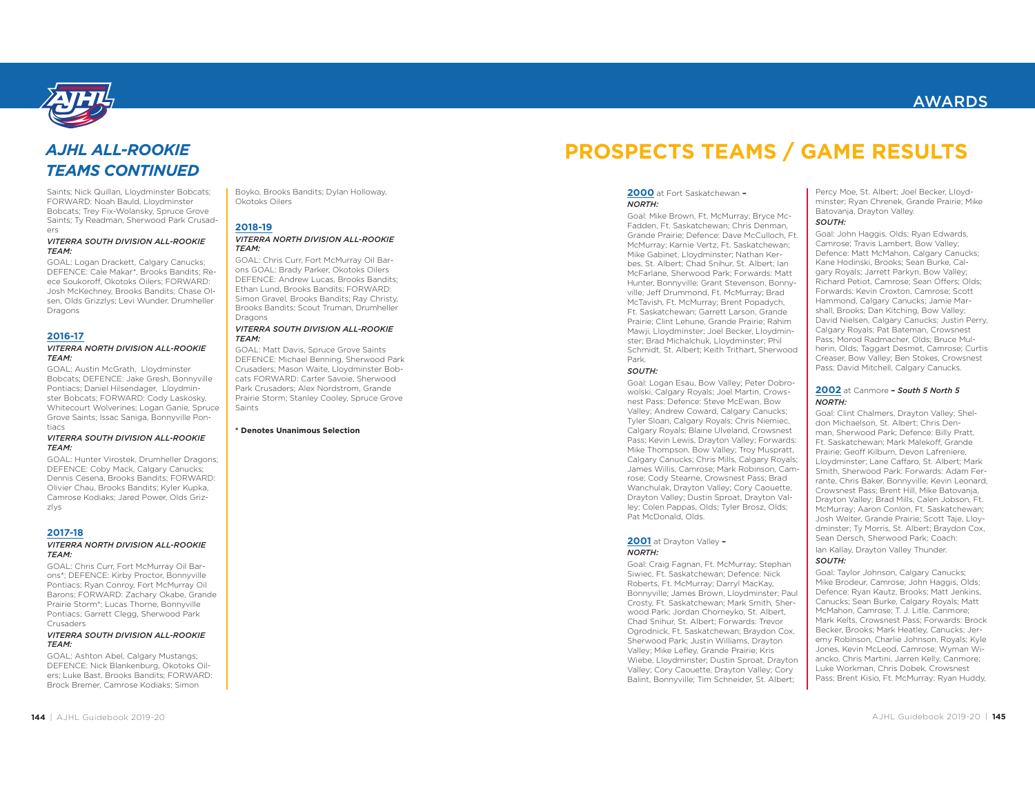## AJHL ALL-ROOKIE TEAMS CONTINUED

Saints; Nick Quillan, Lloydminster Bobcats; FORWARD: Noah Bauld, Lloydminster Bobcats; Trey Fix-Wolansky, Spruce Grove Saints; Ty Readman, Sherwood Park Crusaders

***VITERRA SOUTH DIVISION ALL-ROOKIE TEAM:***

GOAL: Logan Drackett, Calgary Canucks; DEFENCE: Cale Makar*, Brooks Bandits; Reece Soukoroff, Okotoks Oilers; FORWARD: Josh McKechney, Brooks Bandits; Chase Olsen, Olds Grizzlys; Levi Wunder, Drumheller Dragons

### 2016-17

***VITERRA NORTH DIVISION ALL-ROOKIE TEAM:***

GOAL: Austin McGrath, Lloydminster Bobcats; DEFENCE: Jake Gresh, Bonnyville Pontiacs; Daniel Hilsendager, Lloydminster Bobcats; FORWARD: Cody Laskosky, Whitecourt Wolverines; Logan Ganie, Spruce Grove Saints; Issac Saniga, Bonnyville Pontiacs

***VITERRA SOUTH DIVISION ALL-ROOKIE TEAM:***

GOAL: Hunter Virostek, Drumheller Dragons; DEFENCE: Coby Mack, Calgary Canucks; Dennis Cesena, Brooks Bandits; FORWARD: Olivier Chau, Brooks Bandits; Kyler Kupka, Camrose Kodiaks; Jared Power, Olds Grizzlys

### 2017-18

***VITERRA NORTH DIVISION ALL-ROOKIE TEAM:***

GOAL: Chris Curr, Fort McMurray Oil Barons*; DEFENCE: Kirby Proctor, Bonnyville Pontiacs; Ryan Conroy, Fort McMurray Oil Barons; FORWARD: Zachary Okabe, Grande Prairie Storm*; Lucas Thorne, Bonnyville Pontiacs; Garrett Clegg, Sherwood Park Crusaders

***VITERRA SOUTH DIVISION ALL-ROOKIE TEAM:***

GOAL: Ashton Abel, Calgary Mustangs; DEFENCE: Nick Blankenburg, Okotoks Oilers; Luke Bast, Brooks Bandits; FORWARD: Brock Bremer, Camrose Kodiaks; Simon Boyko, Brooks Bandits; Dylan Holloway, Okotoks Oilers

### 2018-19

***VITERRA NORTH DIVISION ALL-ROOKIE TEAM:***

GOAL: Chris Curr, Fort McMurray Oil Barons GOAL: Brady Parker, Okotoks Oilers DEFENCE: Andrew Lucas, Brooks Bandits; Ethan Lund, Brooks Bandits; FORWARD: Simon Gravel, Brooks Bandits; Ray Christy, Brooks Bandits; Scout Truman, Drumheller Dragons

***VITERRA SOUTH DIVISION ALL-ROOKIE TEAM:***

GOAL: Matt Davis, Spruce Grove Saints DEFENCE: Michael Benning, Sherwood Park Crusaders; Mason Waite, Lloydminster Bobcats FORWARD: Carter Savoie, Sherwood Park Crusaders; Alex Nordstrom, Grande Prairie Storm; Stanley Cooley, Spruce Grove Saints

**\* Denotes Unanimous Selection**

# PROSPECTS TEAMS / GAME RESULTS

### 2000 at Fort Saskatchewan –

***NORTH:***

Goal: Mike Brown, Ft. McMurray; Bryce McFadden, Ft. Saskatchewan; Chris Denman, Grande Prairie; Defence: Dave McCulloch, Ft. McMurray; Karnie Vertz, Ft. Saskatchewan; Mike Gabinet, Lloydminster; Nathan Kerbes, St. Albert; Chad Snihur, St. Albert; Ian McFarlane, Sherwood Park; Forwards: Matt Hunter, Bonnyville; Grant Stevenson, Bonnyville; Jeff Drummond, Ft. McMurray; Brad McTavish, Ft. McMurray; Brent Popadych, Ft. Saskatchewan; Garrett Larson, Grande Prairie; Clint Lehune, Grande Prairie; Rahim Mawji, Lloydminster; Joel Becker, Lloydminster; Brad Michalchuk, Lloydminster; Phil Schmidt, St. Albert; Keith Trithart, Sherwood Park.

***SOUTH:***

Goal: Logan Esau, Bow Valley; Peter Dobrowolski, Calgary Royals; Joel Martin, Crowsnest Pass: Defence: Steve McEwan, Bow Valley; Andrew Coward, Calgary Canucks; Tyler Sloan, Calgary Royals; Chris Niemiec, Calgary Royals; Blaine Ulveland, Crowsnest Pass; Kevin Lewis, Drayton Valley; Forwards: Mike Thompson, Bow Valley; Troy Muspratt, Calgary Canucks; Chris Mills, Calgary Royals; James Willis, Camrose; Mark Robinson, Camrose; Cody Stearne, Crowsnest Pass; Brad Wanchulak, Drayton Valley; Cory Caouette, Drayton Valley; Dustin Sproat, Drayton Valley; Colen Pappas, Olds; Tyler Brosz, Olds; Pat McDonald, Olds.

### 2001 at Drayton Valley –

***NORTH:***

Goal: Craig Fagnan, Ft. McMurray; Stephan Siwiec, Ft. Saskatchewan; Defence: Nick Roberts, Ft. McMurray; Darryl MacKay, Bonnyville; James Brown, Lloydminster; Paul Crosty, Ft. Saskatchewan; Mark Smith, Sherwood Park; Jordan Chorneyko, St. Albert, Chad Snihur, St. Albert; Forwards: Trevor Ogrodnick, Ft. Saskatchewan; Braydon Cox, Sherwood Park; Justin Williams, Drayton Valley; Mike Lefley, Grande Prairie; Kris Wiebe, Lloydminster; Dustin Sproat, Drayton Valley; Cory Caouette, Drayton Valley; Cory Balint, Bonnyville; Tim Schneider, St. Albert; Percy Moe, St. Albert; Joel Becker, Lloydminster; Ryan Chrenek, Grande Prairie; Mike Batovanja, Drayton Valley.

***SOUTH:***

Goal: John Haggis, Olds; Ryan Edwards, Camrose; Travis Lambert, Bow Valley; Defence: Matt McMahon, Calgary Canucks; Kane Hodinski, Brooks; Sean Burke, Calgary Royals; Jarrett Parkyn, Bow Valley; Richard Petiot, Camrose; Sean Offers; Olds; Forwards: Kevin Croxton, Camrose; Scott Hammond, Calgary Canucks; Jamie Marshall, Brooks; Dan Kitching, Bow Valley; David Nielsen, Calgary Canucks; Justin Perry, Calgary Royals; Pat Bateman, Crowsnest Pass; Morod Radmacher, Olds; Bruce Mulherin, Olds; Taggart Desmet, Camrose; Curtis Creaser, Bow Valley; Ben Stokes, Crowsnest Pass; David Mitchell, Calgary Canucks.

### 2002 at Canmore – *South 5 North 5*

***NORTH:***

Goal: Clint Chalmers, Drayton Valley; Sheldon Michaelson, St. Albert; Chris Denman, Sherwood Park; Defence: Billy Pratt, Ft. Saskatchewan; Mark Malekoff, Grande Prairie; Geoff Kilburn, Devon Lafreniere, Lloydminster; Lane Caffaro, St. Albert; Mark Smith, Sherwood Park: Forwards: Adam Ferrante, Chris Baker, Bonnyville; Kevin Leonard, Crowsnest Pass; Brent Hill, Mike Batovanja, Drayton Valley; Brad Mills, Calen Jobson, Ft. McMurray; Aaron Conlon, Ft. Saskatchewan; Josh Welter, Grande Prairie; Scott Taje, Lloydminster; Ty Morris, St. Albert; Braydon Cox, Sean Dersch, Sherwood Park; Coach: Ian Kallay, Drayton Valley Thunder.

***SOUTH:***

Goal: Taylor Johnson, Calgary Canucks; Mike Brodeur, Camrose; John Haggis, Olds; Defence: Ryan Kautz, Brooks; Matt Jenkins, Canucks; Sean Burke, Calgary Royals; Matt McMahon, Camrose; T. J. Litle, Canmore; Mark Kelts, Crowsnest Pass; Forwards: Brock Becker, Brooks; Mark Heatley, Canucks; Jeremy Robinson, Charlie Johnson, Royals; Kyle Jones, Kevin McLeod, Camrose; Wyman Wiancko, Chris Martini, Jarren Kelly, Canmore; Luke Workman, Chris Dobek, Crowsnest Pass; Brent Kisio, Ft. McMurray; Ryan Huddy,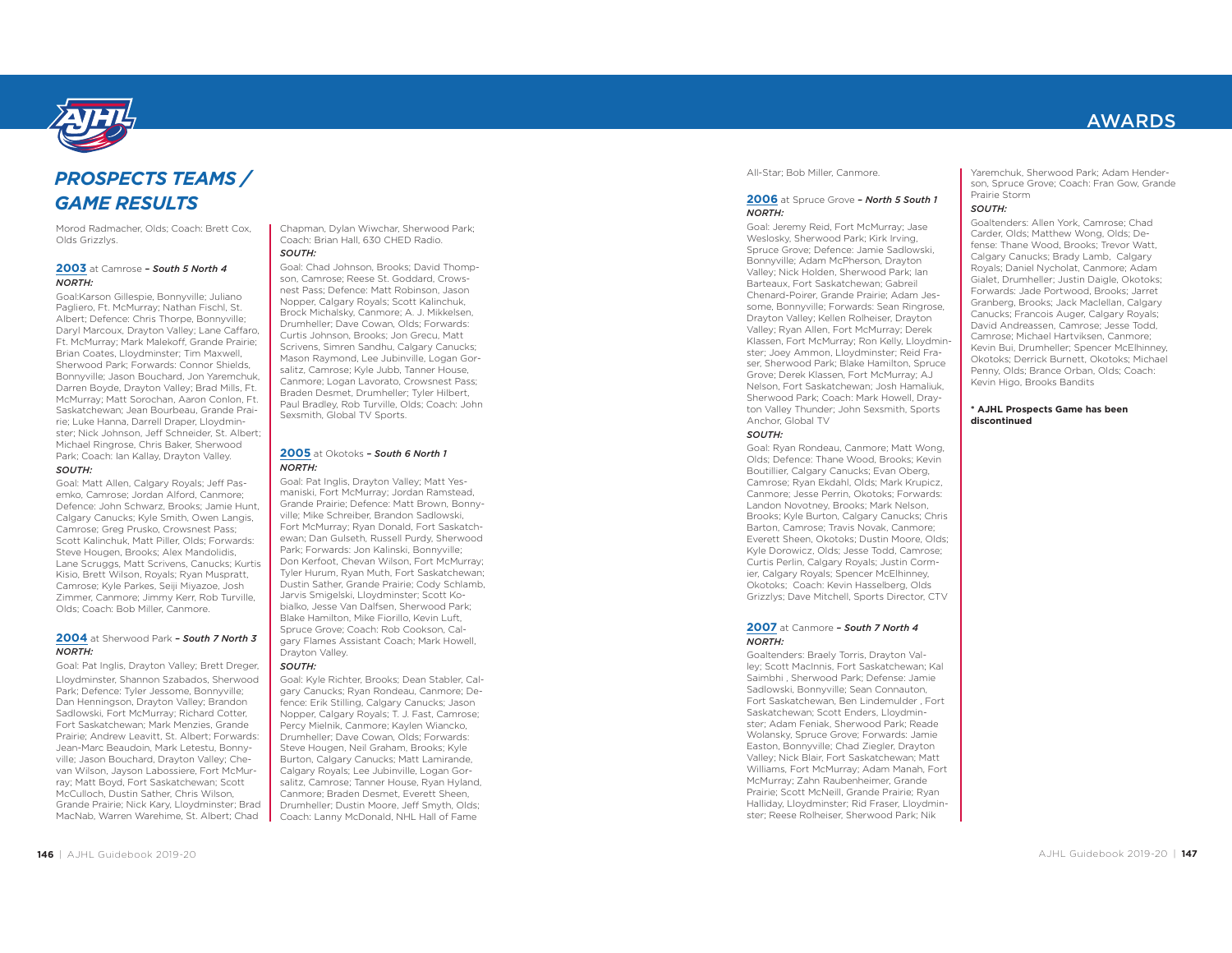## PROSPECTS TEAMS / GAME RESULTS

Morod Radmacher, Olds; Coach: Brett Cox, Olds Grizzlys.

**2003** at Camrose *– South 5 North 4*

*NORTH:*

Goal:Karson Gillespie, Bonnyville; Juliano Pagliero, Ft. McMurray; Nathan Fischl, St. Albert; Defence: Chris Thorpe, Bonnyville; Daryl Marcoux, Drayton Valley; Lane Caffaro, Ft. McMurray; Mark Malekoff, Grande Prairie; Brian Coates, Lloydminster; Tim Maxwell, Sherwood Park; Forwards: Connor Shields, Bonnyville; Jason Bouchard, Jon Yaremchuk, Darren Boyde, Drayton Valley; Brad Mills, Ft. McMurray; Matt Sorochan, Aaron Conlon, Ft. Saskatchewan; Jean Bourbeau, Grande Prairie; Luke Hanna, Darrell Draper, Lloydminster; Nick Johnson, Jeff Schneider, St. Albert; Michael Ringrose, Chris Baker, Sherwood Park; Coach: Ian Kallay, Drayton Valley.

*SOUTH:*

Goal: Matt Allen, Calgary Royals; Jeff Pasemko, Camrose; Jordan Alford, Canmore; Defence: John Schwarz, Brooks; Jamie Hunt, Calgary Canucks; Kyle Smith, Owen Langis, Camrose; Greg Prusko, Crowsnest Pass; Scott Kalinchuk, Matt Piller, Olds; Forwards: Steve Hougen, Brooks; Alex Mandolidis, Lane Scruggs, Matt Scrivens, Canucks; Kurtis Kisio, Brett Wilson, Royals; Ryan Muspratt, Camrose; Kyle Parkes, Seiji Miyazoe, Josh Zimmer, Canmore; Jimmy Kerr, Rob Turville, Olds; Coach: Bob Miller, Canmore.

**2004** at Sherwood Park *– South 7 North 3*

*NORTH:*

Goal: Pat Inglis, Drayton Valley; Brett Dreger, Lloydminster, Shannon Szabados, Sherwood Park; Defence: Tyler Jessome, Bonnyville; Dan Henningson, Drayton Valley; Brandon Sadlowski, Fort McMurray; Richard Cotter, Fort Saskatchewan; Mark Menzies, Grande Prairie; Andrew Leavitt, St. Albert; Forwards: Jean-Marc Beaudoin, Mark Letestu, Bonnyville; Jason Bouchard, Drayton Valley; Chevan Wilson, Jayson Labossiere, Fort McMurray; Matt Boyd, Fort Saskatchewan; Scott McCulloch, Dustin Sather, Chris Wilson, Grande Prairie; Nick Kary, Lloydminster; Brad MacNab, Warren Warehime, St. Albert; Chad Chapman, Dylan Wiwchar, Sherwood Park; Coach: Brian Hall, 630 CHED Radio.

*SOUTH:*

Goal: Chad Johnson, Brooks; David Thompson, Camrose; Reese St. Goddard, Crowsnest Pass; Defence: Matt Robinson, Jason Nopper, Calgary Royals; Scott Kalinchuk, Brock Michalsky, Canmore; A. J. Mikkelsen, Drumheller; Dave Cowan, Olds; Forwards: Curtis Johnson, Brooks; Jon Grecu, Matt Scrivens, Simren Sandhu, Calgary Canucks; Mason Raymond, Lee Jubinville, Logan Gorsalitz, Camrose; Kyle Jubb, Tanner House, Canmore; Logan Lavorato, Crowsnest Pass; Braden Desmet, Drumheller; Tyler Hilbert, Paul Bradley, Rob Turville, Olds; Coach: John Sexsmith, Global TV Sports.

**2005** at Okotoks *– South 6 North 1*

*NORTH:*

Goal: Pat Inglis, Drayton Valley; Matt Yesmaniski, Fort McMurray; Jordan Ramstead, Grande Prairie; Defence: Matt Brown, Bonnyville; Mike Schreiber, Brandon Sadlowski, Fort McMurray; Ryan Donald, Fort Saskatchewan; Dan Gulseth, Russell Purdy, Sherwood Park; Forwards: Jon Kalinski, Bonnyville; Don Kerfoot, Chevan Wilson, Fort McMurray; Tyler Hurum, Ryan Muth, Fort Saskatchewan; Dustin Sather, Grande Prairie; Cody Schlamb, Jarvis Smigelski, Lloydminster; Scott Kobialko, Jesse Van Dalfsen, Sherwood Park; Blake Hamilton, Mike Fiorillo, Kevin Luft, Spruce Grove; Coach: Rob Cookson, Calgary Flames Assistant Coach; Mark Howell, Drayton Valley.

*SOUTH:*

Goal: Kyle Richter, Brooks; Dean Stabler, Calgary Canucks; Ryan Rondeau, Canmore; Defence: Erik Stilling, Calgary Canucks; Jason Nopper, Calgary Royals; T. J. Fast, Camrose; Percy Mielnik, Canmore; Kaylen Wiancko, Drumheller; Dave Cowan, Olds; Forwards: Steve Hougen, Neil Graham, Brooks; Kyle Burton, Calgary Canucks; Matt Lamirande, Calgary Royals; Lee Jubinville, Logan Gorsalitz, Camrose; Tanner House, Ryan Hyland, Canmore; Braden Desmet, Everett Sheen, Drumheller; Dustin Moore, Jeff Smyth, Olds; Coach: Lanny McDonald, NHL Hall of Fame All-Star; Bob Miller, Canmore.

**2006** at Spruce Grove *– North 5 South 1*

*NORTH:*

Goal: Jeremy Reid, Fort McMurray; Jase Weslosky, Sherwood Park; Kirk Irving, Spruce Grove; Defence: Jamie Sadlowski, Bonnyville; Adam McPherson, Drayton Valley; Nick Holden, Sherwood Park; Ian Barteaux, Fort Saskatchewan; Gabreil Chenard-Poirer, Grande Prairie; Adam Jessome, Bonnyville; Forwards: Sean Ringrose, Drayton Valley; Kellen Rolheiser, Drayton Valley; Ryan Allen, Fort McMurray; Derek Klassen, Fort McMurray; Ron Kelly, Lloydminster; Joey Ammon, Lloydminster; Reid Fraser, Sherwood Park; Blake Hamilton, Spruce Grove; Derek Klassen, Fort McMurray; AJ Nelson, Fort Saskatchewan; Josh Hamaliuk, Sherwood Park; Coach: Mark Howell, Drayton Valley Thunder; John Sexsmith, Sports Anchor, Global TV

*SOUTH:*

Goal: Ryan Rondeau, Canmore; Matt Wong, Olds; Defence: Thane Wood, Brooks; Kevin Boutillier, Calgary Canucks; Evan Oberg, Camrose; Ryan Ekdahl, Olds; Mark Krupicz, Canmore; Jesse Perrin, Okotoks; Forwards: Landon Novotney, Brooks; Mark Nelson, Brooks; Kyle Burton, Calgary Canucks; Chris Barton, Camrose; Travis Novak, Canmore; Everett Sheen, Okotoks; Dustin Moore, Olds; Kyle Dorowicz, Olds; Jesse Todd, Camrose; Curtis Perlin, Calgary Royals; Justin Cormier, Calgary Royals; Spencer McElhinney, Okotoks; Coach: Kevin Hasselberg, Olds Grizzlys; Dave Mitchell, Sports Director, CTV

**2007** at Canmore *– South 7 North 4*

*NORTH:*

Goaltenders: Braely Torris, Drayton Valley; Scott MacInnis, Fort Saskatchewan; Kal Saimbhi , Sherwood Park; Defense: Jamie Sadlowski, Bonnyville; Sean Connauton, Fort Saskatchewan, Ben Lindemulder , Fort Saskatchewan; Scott Enders, Lloydminster; Adam Feniak, Sherwood Park; Reade Wolansky, Spruce Grove; Forwards: Jamie Easton, Bonnyville; Chad Ziegler, Drayton Valley; Nick Blair, Fort Saskatchewan; Matt Williams, Fort McMurray; Adam Manah, Fort McMurray; Zahn Raubenheimer, Grande Prairie; Scott McNeill, Grande Prairie; Ryan Halliday, Lloydminster; Rid Fraser, Lloydminster; Reese Rolheiser, Sherwood Park; Nik Yaremchuk, Sherwood Park; Adam Henderson, Spruce Grove; Coach: Fran Gow, Grande Prairie Storm

*SOUTH:*

Goaltenders: Allen York, Camrose; Chad Carder, Olds; Matthew Wong, Olds; Defense: Thane Wood, Brooks; Trevor Watt, Calgary Canucks; Brady Lamb, Calgary Royals; Daniel Nycholat, Canmore; Adam Gialet, Drumheller; Justin Daigle, Okotoks; Forwards: Jade Portwood, Brooks; Jarret Granberg, Brooks; Jack Maclellan, Calgary Canucks; Francois Auger, Calgary Royals; David Andreassen, Camrose; Jesse Todd, Camrose; Michael Hartviksen, Canmore; Kevin Bui, Drumheller; Spencer McElhinney, Okotoks; Derrick Burnett, Okotoks; Michael Penny, Olds; Brance Orban, Olds; Coach: Kevin Higo, Brooks Bandits

**\* AJHL Prospects Game has been discontinued**